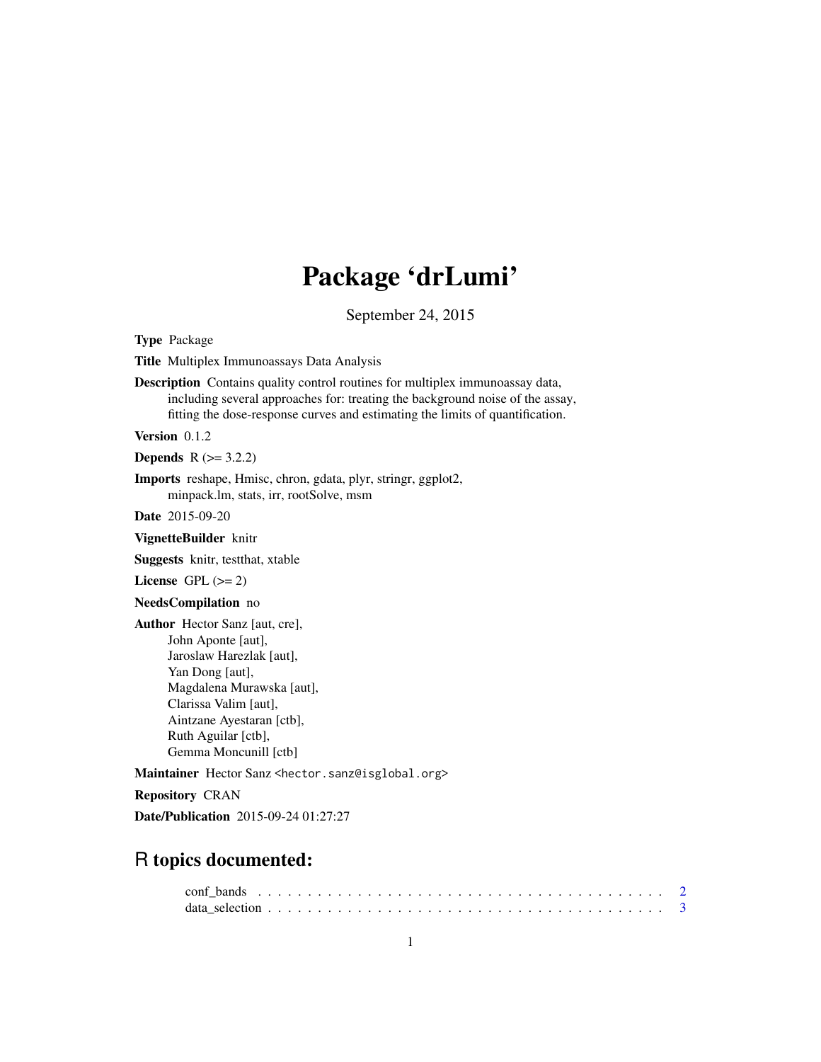# Package 'drLumi'

September 24, 2015

**Type** Package

**Title** Multiplex Immunoassays Data Analysis

**Description** Contains quality control routines for multiplex immunoassay data, including several approaches for: treating the background noise of the assay, fitting the dose-response curves and estimating the limits of quantification.

**Version** 0.1.2

**Depends** R (>= 3.2.2)

**Imports** reshape, Hmisc, chron, gdata, plyr, stringr, ggplot2, minpack.lm, stats, irr, rootSolve, msm

**Date** 2015-09-20

**VignetteBuilder** knitr

**Suggests** knitr, testthat, xtable

**License** GPL (>= 2)

**NeedsCompilation** no

**Author** Hector Sanz [aut, cre],
John Aponte [aut],
Jaroslaw Harezlak [aut],
Yan Dong [aut],
Magdalena Murawska [aut],
Clarissa Valim [aut],
Aintzane Ayestaran [ctb],
Ruth Aguilar [ctb],
Gemma Moncunill [ctb]

**Maintainer** Hector Sanz <hector.sanz@isglobal.org>

**Repository** CRAN

**Date/Publication** 2015-09-24 01:27:27

## R topics documented:

conf_bands . . . . . . . . . . . . . . . . . . . . . . . . . . . . . . . . . . . . . . . . . 2
data_selection . . . . . . . . . . . . . . . . . . . . . . . . . . . . . . . . . . . . . . . . 3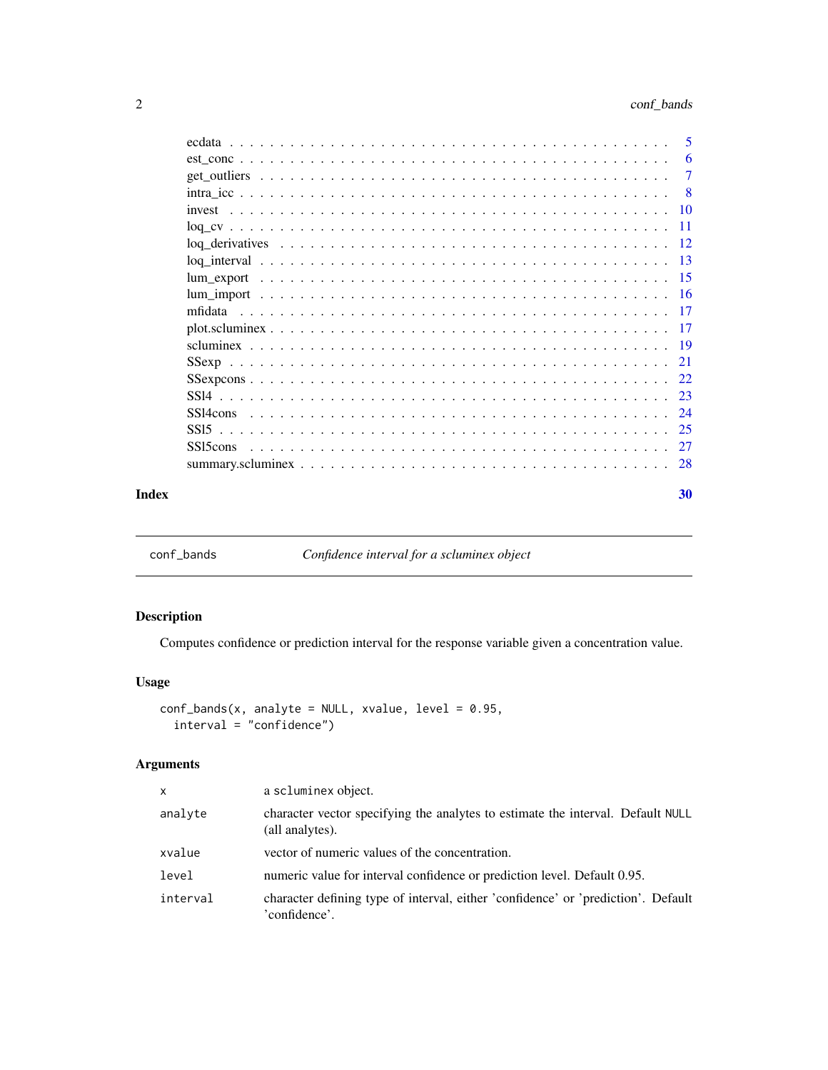ecdata . . . . . . . . . . . . . . . . . . . . . . . . . . . . . . . . . . . . . . . . 5
est_conc . . . . . . . . . . . . . . . . . . . . . . . . . . . . . . . . . . . . . . . 6
get_outliers . . . . . . . . . . . . . . . . . . . . . . . . . . . . . . . . . . . . . 7
intra_icc . . . . . . . . . . . . . . . . . . . . . . . . . . . . . . . . . . . . . . . 8
invest . . . . . . . . . . . . . . . . . . . . . . . . . . . . . . . . . . . . . . . . 10
loq_cv . . . . . . . . . . . . . . . . . . . . . . . . . . . . . . . . . . . . . . . . 11
loq_derivatives . . . . . . . . . . . . . . . . . . . . . . . . . . . . . . . . . . . 12
loq_interval . . . . . . . . . . . . . . . . . . . . . . . . . . . . . . . . . . . . . 13
lum_export . . . . . . . . . . . . . . . . . . . . . . . . . . . . . . . . . . . . . . 15
lum_import . . . . . . . . . . . . . . . . . . . . . . . . . . . . . . . . . . . . . . 16
mfidata . . . . . . . . . . . . . . . . . . . . . . . . . . . . . . . . . . . . . . . 17
plot.scluminex . . . . . . . . . . . . . . . . . . . . . . . . . . . . . . . . . . . . 17
scluminex . . . . . . . . . . . . . . . . . . . . . . . . . . . . . . . . . . . . . . 19
SSexp . . . . . . . . . . . . . . . . . . . . . . . . . . . . . . . . . . . . . . . . 21
SSexpcons . . . . . . . . . . . . . . . . . . . . . . . . . . . . . . . . . . . . . . 22
SSl4 . . . . . . . . . . . . . . . . . . . . . . . . . . . . . . . . . . . . . . . . . 23
SSl4cons . . . . . . . . . . . . . . . . . . . . . . . . . . . . . . . . . . . . . . . 24
SSl5 . . . . . . . . . . . . . . . . . . . . . . . . . . . . . . . . . . . . . . . . . 25
SSl5cons . . . . . . . . . . . . . . . . . . . . . . . . . . . . . . . . . . . . . . . 27
summary.scluminex . . . . . . . . . . . . . . . . . . . . . . . . . . . . . . . . . . 28

**Index** **30**

---

## conf_bands — *Confidence interval for a scluminex object*

### Description

Computes confidence or prediction interval for the response variable given a concentration value.

### Usage

```
conf_bands(x, analyte = NULL, xvalue, level = 0.95,
  interval = "confidence")
```

### Arguments

| | |
|---|---|
| x | a scluminex object. |
| analyte | character vector specifying the analytes to estimate the interval. Default NULL (all analytes). |
| xvalue | vector of numeric values of the concentration. |
| level | numeric value for interval confidence or prediction level. Default 0.95. |
| interval | character defining type of interval, either 'confidence' or 'prediction'. Default 'confidence'. |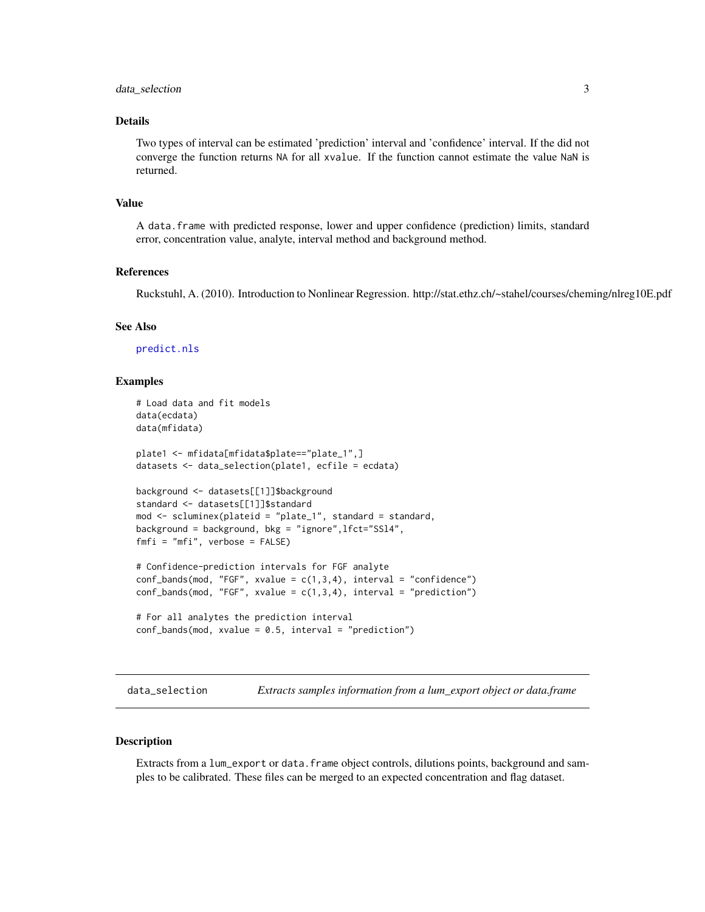## Details

Two types of interval can be estimated 'prediction' interval and 'confidence' interval. If the did not converge the function returns NA for all xvalue. If the function cannot estimate the value NaN is returned.

## Value

A data.frame with predicted response, lower and upper confidence (prediction) limits, standard error, concentration value, analyte, interval method and background method.

## References

Ruckstuhl, A. (2010). Introduction to Nonlinear Regression. http://stat.ethz.ch/~stahel/courses/cheming/nlreg10E.pdf

## See Also

predict.nls

## Examples

```
# Load data and fit models
data(ecdata)
data(mfidata)

plate1 <- mfidata[mfidata$plate=="plate_1",]
datasets <- data_selection(plate1, ecfile = ecdata)

background <- datasets[[1]]$background
standard <- datasets[[1]]$standard
mod <- scluminex(plateid = "plate_1", standard = standard,
background = background, bkg = "ignore",lfct="SSl4",
fmfi = "mfi", verbose = FALSE)

# Confidence-prediction intervals for FGF analyte
conf_bands(mod, "FGF", xvalue = c(1,3,4), interval = "confidence")
conf_bands(mod, "FGF", xvalue = c(1,3,4), interval = "prediction")

# For all analytes the prediction interval
conf_bands(mod, xvalue = 0.5, interval = "prediction")
```

---

# data_selection — *Extracts samples information from a lum_export object or data.frame*

## Description

Extracts from a lum_export or data.frame object controls, dilutions points, background and samples to be calibrated. These files can be merged to an expected concentration and flag dataset.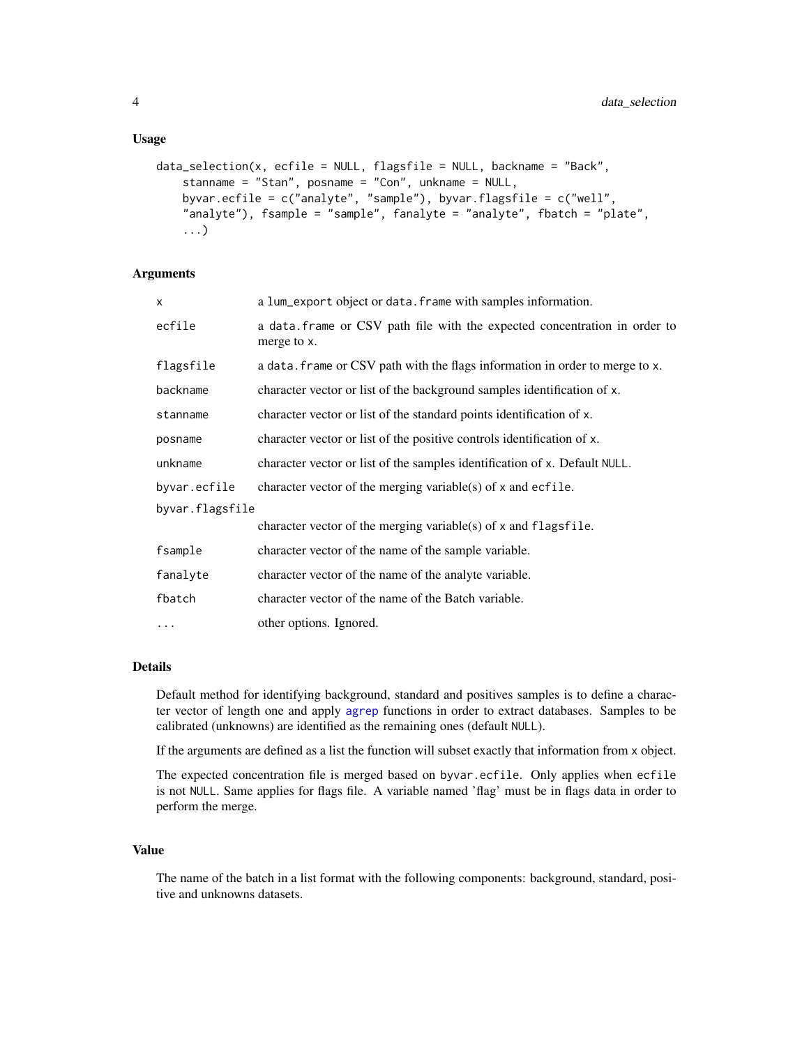## Usage

```
data_selection(x, ecfile = NULL, flagsfile = NULL, backname = "Back",
    stanname = "Stan", posname = "Con", unkname = NULL,
    byvar.ecfile = c("analyte", "sample"), byvar.flagsfile = c("well",
    "analyte"), fsample = "sample", fanalyte = "analyte", fbatch = "plate",
    ...)
```

## Arguments

| | |
|---|---|
| x | a lum_export object or data.frame with samples information. |
| ecfile | a data.frame or CSV path file with the expected concentration in order to merge to x. |
| flagsfile | a data.frame or CSV path with the flags information in order to merge to x. |
| backname | character vector or list of the background samples identification of x. |
| stanname | character vector or list of the standard points identification of x. |
| posname | character vector or list of the positive controls identification of x. |
| unkname | character vector or list of the samples identification of x. Default NULL. |
| byvar.ecfile | character vector of the merging variable(s) of x and ecfile. |
| byvar.flagsfile | character vector of the merging variable(s) of x and flagsfile. |
| fsample | character vector of the name of the sample variable. |
| fanalyte | character vector of the name of the analyte variable. |
| fbatch | character vector of the name of the Batch variable. |
| ... | other options. Ignored. |

## Details

Default method for identifying background, standard and positives samples is to define a character vector of length one and apply agrep functions in order to extract databases. Samples to be calibrated (unknowns) are identified as the remaining ones (default NULL).

If the arguments are defined as a list the function will subset exactly that information from x object.

The expected concentration file is merged based on byvar.ecfile. Only applies when ecfile is not NULL. Same applies for flags file. A variable named 'flag' must be in flags data in order to perform the merge.

## Value

The name of the batch in a list format with the following components: background, standard, positive and unknowns datasets.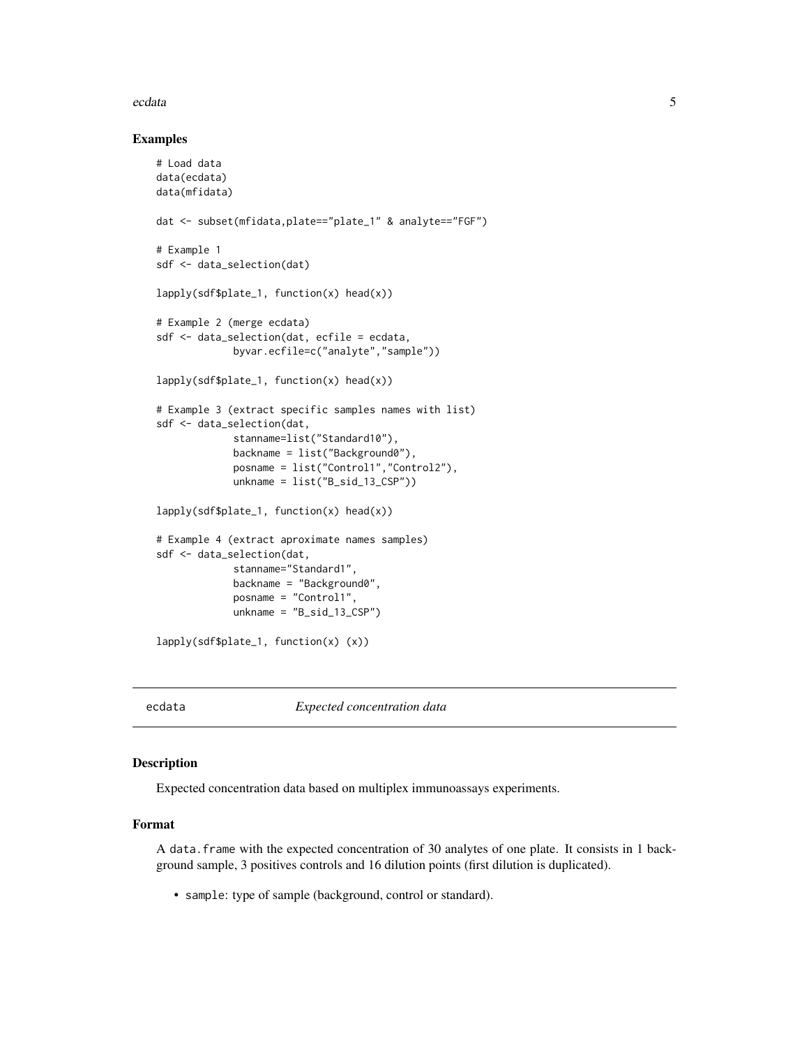### Examples

```
# Load data
data(ecdata)
data(mfidata)

dat <- subset(mfidata,plate=="plate_1" & analyte=="FGF")

# Example 1
sdf <- data_selection(dat)

lapply(sdf$plate_1, function(x) head(x))

# Example 2 (merge ecdata)
sdf <- data_selection(dat, ecfile = ecdata,
             byvar.ecfile=c("analyte","sample"))

lapply(sdf$plate_1, function(x) head(x))

# Example 3 (extract specific samples names with list)
sdf <- data_selection(dat,
             stanname=list("Standard10"),
             backname = list("Background0"),
             posname = list("Control1","Control2"),
             unkname = list("B_sid_13_CSP"))

lapply(sdf$plate_1, function(x) head(x))

# Example 4 (extract aproximate names samples)
sdf <- data_selection(dat,
             stanname="Standard1",
             backname = "Background0",
             posname = "Control1",
             unkname = "B_sid_13_CSP")

lapply(sdf$plate_1, function(x) (x))
```

---

## ecdata — *Expected concentration data*

---

### Description

Expected concentration data based on multiplex immunoassays experiments.

### Format

A `data.frame` with the expected concentration of 30 analytes of one plate. It consists in 1 background sample, 3 positives controls and 16 dilution points (first dilution is duplicated).

- `sample`: type of sample (background, control or standard).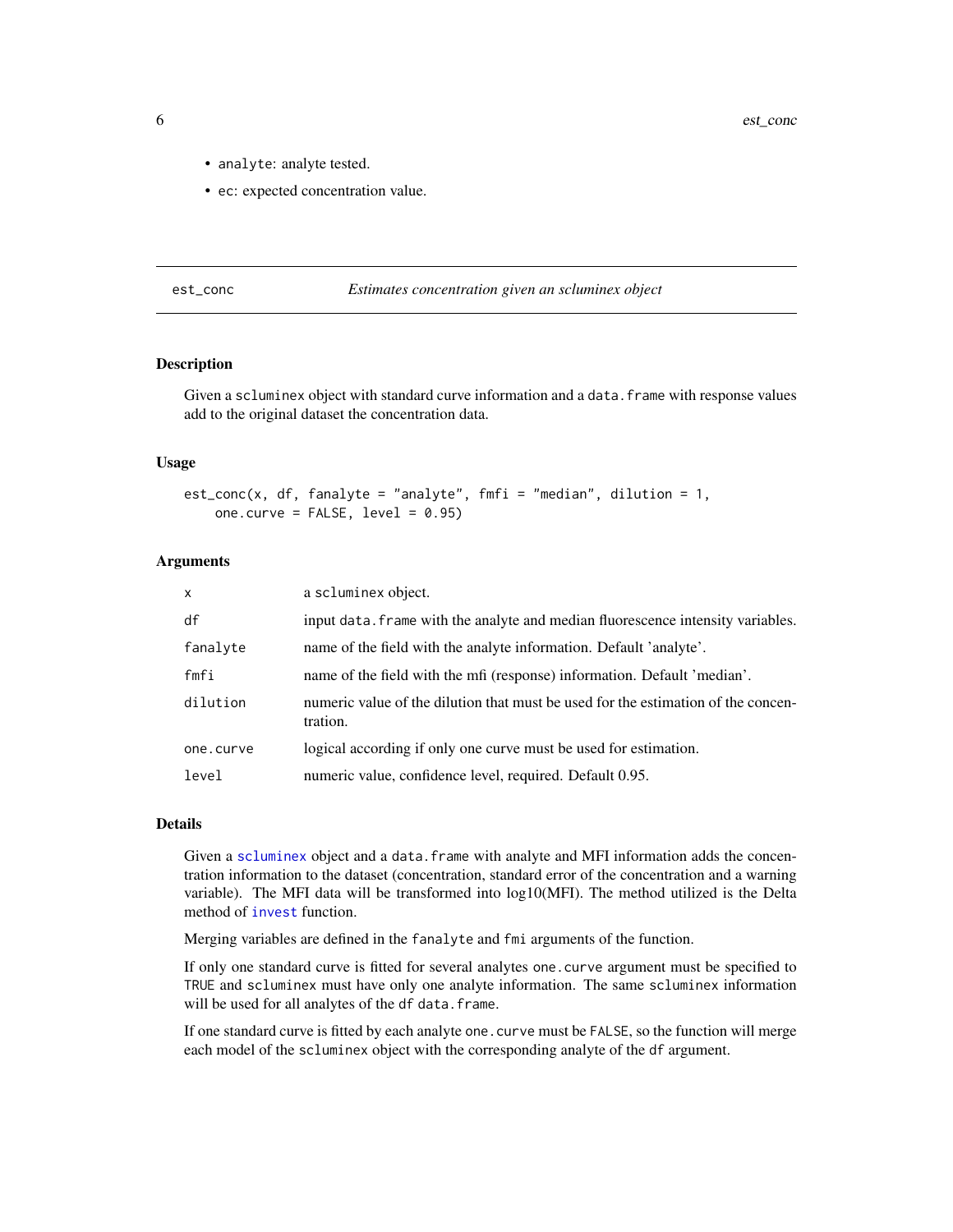- `analyte`: analyte tested.
- `ec`: expected concentration value.

## est_conc — *Estimates concentration given an scluminex object*

### Description

Given a `scluminex` object with standard curve information and a `data.frame` with response values add to the original dataset the concentration data.

### Usage

```
est_conc(x, df, fanalyte = "analyte", fmfi = "median", dilution = 1,
    one.curve = FALSE, level = 0.95)
```

### Arguments

| | |
|---|---|
| `x` | a `scluminex` object. |
| `df` | input `data.frame` with the analyte and median fluorescence intensity variables. |
| `fanalyte` | name of the field with the analyte information. Default 'analyte'. |
| `fmfi` | name of the field with the mfi (response) information. Default 'median'. |
| `dilution` | numeric value of the dilution that must be used for the estimation of the concentration. |
| `one.curve` | logical according if only one curve must be used for estimation. |
| `level` | numeric value, confidence level, required. Default 0.95. |

### Details

Given a `scluminex` object and a `data.frame` with analyte and MFI information adds the concentration information to the dataset (concentration, standard error of the concentration and a warning variable). The MFI data will be transformed into log10(MFI). The method utilized is the Delta method of `invest` function.

Merging variables are defined in the `fanalyte` and `fmi` arguments of the function.

If only one standard curve is fitted for several analytes `one.curve` argument must be specified to `TRUE` and `scluminex` must have only one analyte information. The same `scluminex` information will be used for all analytes of the `df` `data.frame`.

If one standard curve is fitted by each analyte `one.curve` must be `FALSE`, so the function will merge each model of the `scluminex` object with the corresponding analyte of the `df` argument.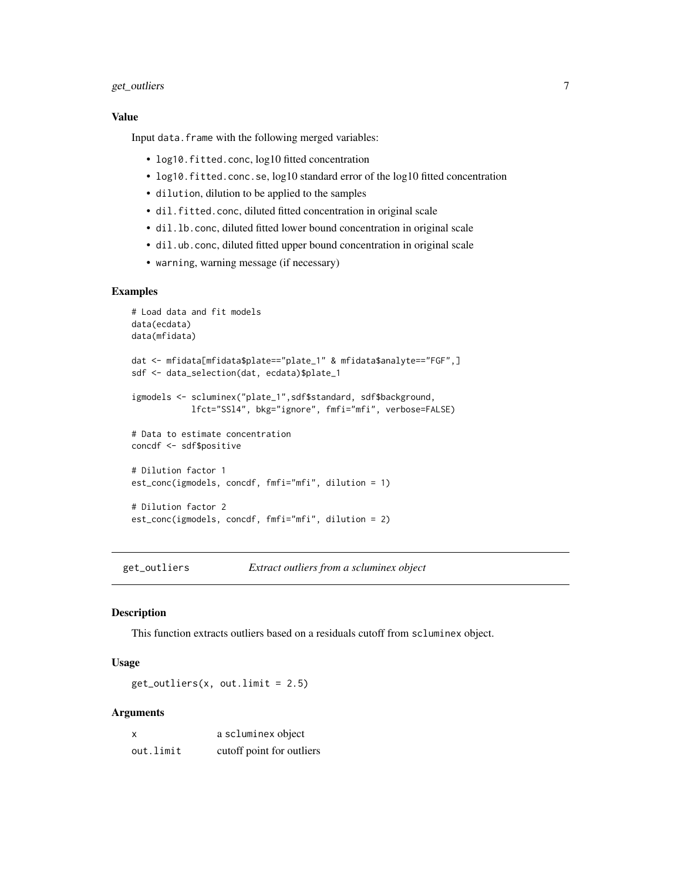### Value

Input `data.frame` with the following merged variables:

- `log10.fitted.conc`, log10 fitted concentration
- `log10.fitted.conc.se`, log10 standard error of the log10 fitted concentration
- `dilution`, dilution to be applied to the samples
- `dil.fitted.conc`, diluted fitted concentration in original scale
- `dil.lb.conc`, diluted fitted lower bound concentration in original scale
- `dil.ub.conc`, diluted fitted upper bound concentration in original scale
- `warning`, warning message (if necessary)

### Examples

```
# Load data and fit models
data(ecdata)
data(mfidata)

dat <- mfidata[mfidata$plate=="plate_1" & mfidata$analyte=="FGF",]
sdf <- data_selection(dat, ecdata)$plate_1

igmodels <- scluminex("plate_1",sdf$standard, sdf$background,
            lfct="SSl4", bkg="ignore", fmfi="mfi", verbose=FALSE)

# Data to estimate concentration
concdf <- sdf$positive

# Dilution factor 1
est_conc(igmodels, concdf, fmfi="mfi", dilution = 1)

# Dilution factor 2
est_conc(igmodels, concdf, fmfi="mfi", dilution = 2)
```

---

## get_outliers — *Extract outliers from a scluminex object*

### Description

This function extracts outliers based on a residuals cutoff from `scluminex` object.

### Usage

```
get_outliers(x, out.limit = 2.5)
```

### Arguments

| | |
|---|---|
| `x` | a `scluminex` object |
| `out.limit` | cutoff point for outliers |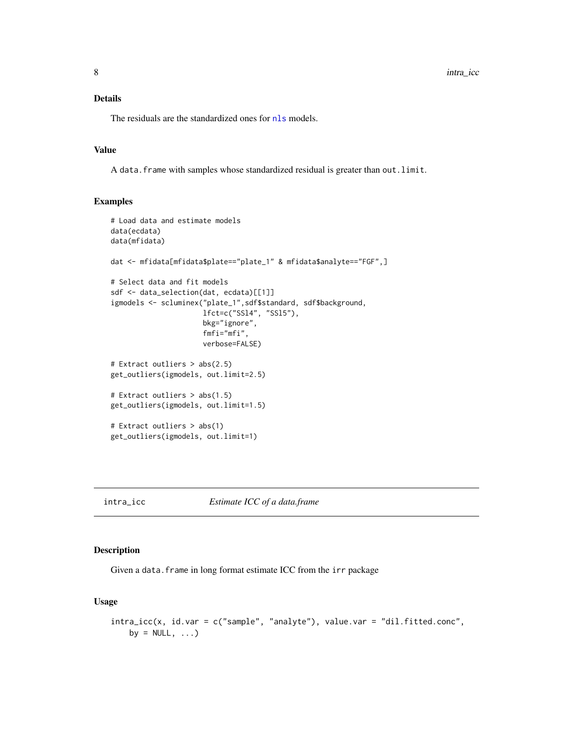## Details

The residuals are the standardized ones for `nls` models.

## Value

A `data.frame` with samples whose standardized residual is greater than `out.limit`.

## Examples

```
# Load data and estimate models
data(ecdata)
data(mfidata)

dat <- mfidata[mfidata$plate=="plate_1" & mfidata$analyte=="FGF",]

# Select data and fit models
sdf <- data_selection(dat, ecdata)[[1]]
igmodels <- scluminex("plate_1",sdf$standard, sdf$background,
                      lfct=c("SSl4", "SSl5"),
                      bkg="ignore",
                      fmfi="mfi",
                      verbose=FALSE)

# Extract outliers > abs(2.5)
get_outliers(igmodels, out.limit=2.5)

# Extract outliers > abs(1.5)
get_outliers(igmodels, out.limit=1.5)

# Extract outliers > abs(1)
get_outliers(igmodels, out.limit=1)
```

---

# intra_icc — *Estimate ICC of a data.frame*

## Description

Given a `data.frame` in long format estimate ICC from the `irr` package

## Usage

```
intra_icc(x, id.var = c("sample", "analyte"), value.var = "dil.fitted.conc",
    by = NULL, ...)
```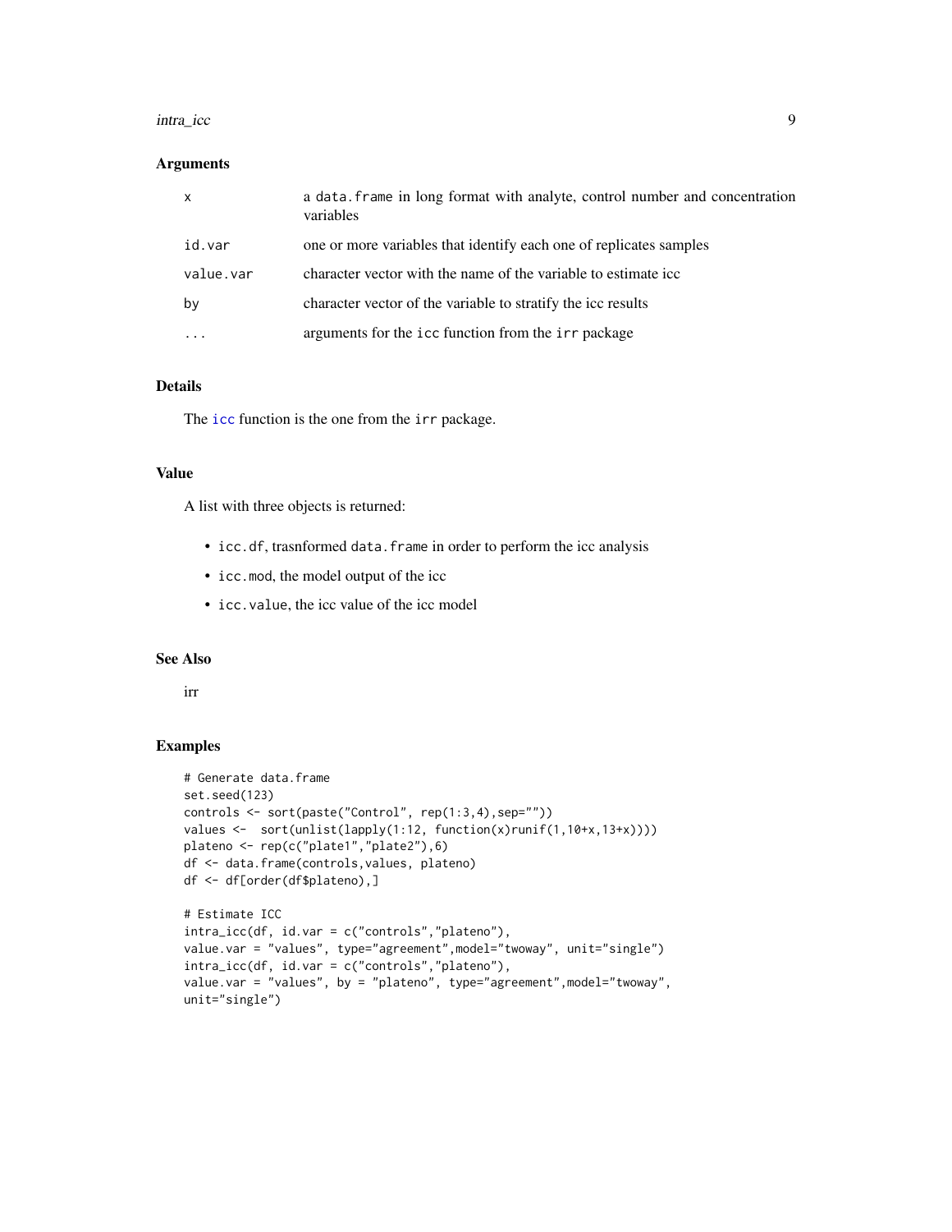### Arguments

| | |
|---|---|
| `x` | a `data.frame` in long format with analyte, control number and concentration variables |
| `id.var` | one or more variables that identify each one of replicates samples |
| `value.var` | character vector with the name of the variable to estimate icc |
| `by` | character vector of the variable to stratify the icc results |
| `...` | arguments for the `icc` function from the `irr` package |

### Details

The `icc` function is the one from the `irr` package.

### Value

A list with three objects is returned:

- `icc.df`, trasnformed `data.frame` in order to perform the icc analysis
- `icc.mod`, the model output of the icc
- `icc.value`, the icc value of the icc model

### See Also

irr

### Examples

```
# Generate data.frame
set.seed(123)
controls <- sort(paste("Control", rep(1:3,4),sep=""))
values <-  sort(unlist(lapply(1:12, function(x)runif(1,10+x,13+x))))
plateno <- rep(c("plate1","plate2"),6)
df <- data.frame(controls,values, plateno)
df <- df[order(df$plateno),]

# Estimate ICC
intra_icc(df, id.var = c("controls","plateno"),
value.var = "values", type="agreement",model="twoway", unit="single")
intra_icc(df, id.var = c("controls","plateno"),
value.var = "values", by = "plateno", type="agreement",model="twoway",
unit="single")
```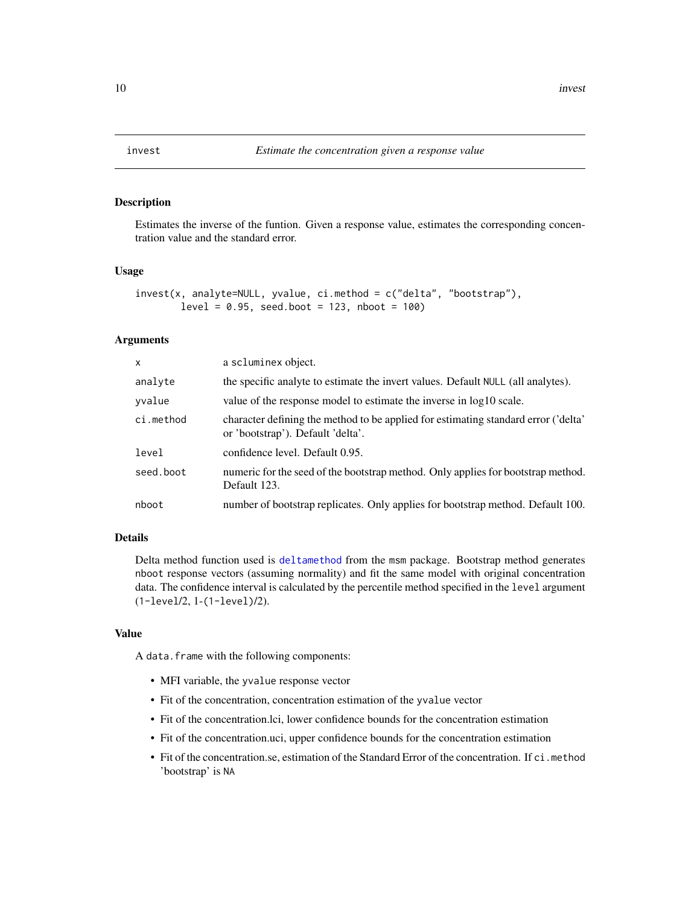invest — *Estimate the concentration given a response value*

## Description

Estimates the inverse of the funtion. Given a response value, estimates the corresponding concentration value and the standard error.

## Usage

```
invest(x, analyte=NULL, yvalue, ci.method = c("delta", "bootstrap"),
        level = 0.95, seed.boot = 123, nboot = 100)
```

## Arguments

| | |
|---|---|
| `x` | a `scluminex` object. |
| `analyte` | the specific analyte to estimate the invert values. Default `NULL` (all analytes). |
| `yvalue` | value of the response model to estimate the inverse in log10 scale. |
| `ci.method` | character defining the method to be applied for estimating standard error ('delta' or 'bootstrap'). Default 'delta'. |
| `level` | confidence level. Default 0.95. |
| `seed.boot` | numeric for the seed of the bootstrap method. Only applies for bootstrap method. Default 123. |
| `nboot` | number of bootstrap replicates. Only applies for bootstrap method. Default 100. |

## Details

Delta method function used is `deltamethod` from the `msm` package. Bootstrap method generates `nboot` response vectors (assuming normality) and fit the same model with original concentration data. The confidence interval is calculated by the percentile method specified in the `level` argument (`1-level`/2, 1-(`1-level`)/2).

## Value

A `data.frame` with the following components:

- MFI variable, the `yvalue` response vector
- Fit of the concentration, concentration estimation of the `yvalue` vector
- Fit of the concentration.lci, lower confidence bounds for the concentration estimation
- Fit of the concentration.uci, upper confidence bounds for the concentration estimation
- Fit of the concentration.se, estimation of the Standard Error of the concentration. If `ci.method` 'bootstrap' is `NA`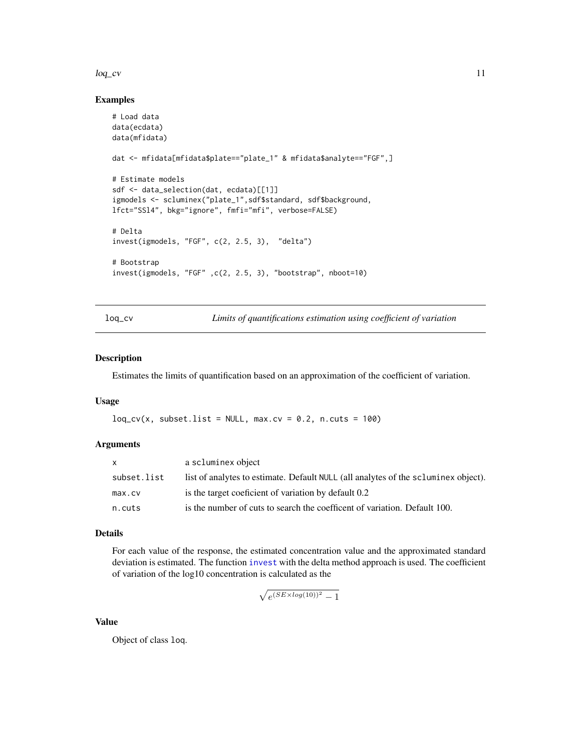## Examples

```
# Load data
data(ecdata)
data(mfidata)

dat <- mfidata[mfidata$plate=="plate_1" & mfidata$analyte=="FGF",]

# Estimate models
sdf <- data_selection(dat, ecdata)[[1]]
igmodels <- scluminex("plate_1",sdf$standard, sdf$background,
lfct="SSl4", bkg="ignore", fmfi="mfi", verbose=FALSE)

# Delta
invest(igmodels, "FGF", c(2, 2.5, 3),  "delta")

# Bootstrap
invest(igmodels, "FGF" ,c(2, 2.5, 3), "bootstrap", nboot=10)
```

---

# loq_cv *Limits of quantifications estimation using coefficient of variation*

## Description

Estimates the limits of quantification based on an approximation of the coefficient of variation.

## Usage

```
loq_cv(x, subset.list = NULL, max.cv = 0.2, n.cuts = 100)
```

## Arguments

| | |
|---|---|
| x | a scluminex object |
| subset.list | list of analytes to estimate. Default NULL (all analytes of the scluminex object). |
| max.cv | is the target coeficient of variation by default 0.2 |
| n.cuts | is the number of cuts to search the coefficent of variation. Default 100. |

## Details

For each value of the response, the estimated concentration value and the approximated standard deviation is estimated. The function invest with the delta method approach is used. The coefficient of variation of the log10 concentration is calculated as the

$$\sqrt{e^{(SE \times log(10))^2} - 1}$$

## Value

Object of class loq.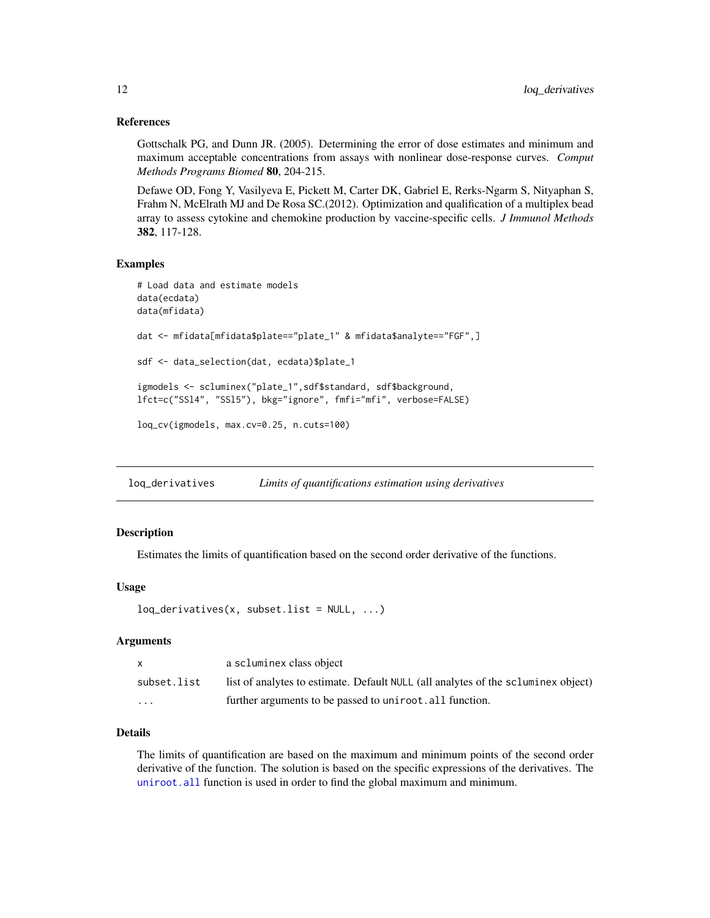## References

Gottschalk PG, and Dunn JR. (2005). Determining the error of dose estimates and minimum and maximum acceptable concentrations from assays with nonlinear dose-response curves. *Comput Methods Programs Biomed* **80**, 204-215.

Defawe OD, Fong Y, Vasilyeva E, Pickett M, Carter DK, Gabriel E, Rerks-Ngarm S, Nityaphan S, Frahm N, McElrath MJ and De Rosa SC.(2012). Optimization and qualification of a multiplex bead array to assess cytokine and chemokine production by vaccine-specific cells. *J Immunol Methods* **382**, 117-128.

## Examples

```
# Load data and estimate models
data(ecdata)
data(mfidata)

dat <- mfidata[mfidata$plate=="plate_1" & mfidata$analyte=="FGF",]

sdf <- data_selection(dat, ecdata)$plate_1

igmodels <- scluminex("plate_1",sdf$standard, sdf$background,
lfct=c("SSl4", "SSl5"), bkg="ignore", fmfi="mfi", verbose=FALSE)

loq_cv(igmodels, max.cv=0.25, n.cuts=100)
```

---

# loq_derivatives — *Limits of quantifications estimation using derivatives*

## Description

Estimates the limits of quantification based on the second order derivative of the functions.

## Usage

```
loq_derivatives(x, subset.list = NULL, ...)
```

## Arguments

| | |
|---|---|
| x | a scluminex class object |
| subset.list | list of analytes to estimate. Default NULL (all analytes of the scluminex object) |
| ... | further arguments to be passed to uniroot.all function. |

## Details

The limits of quantification are based on the maximum and minimum points of the second order derivative of the function. The solution is based on the specific expressions of the derivatives. The uniroot.all function is used in order to find the global maximum and minimum.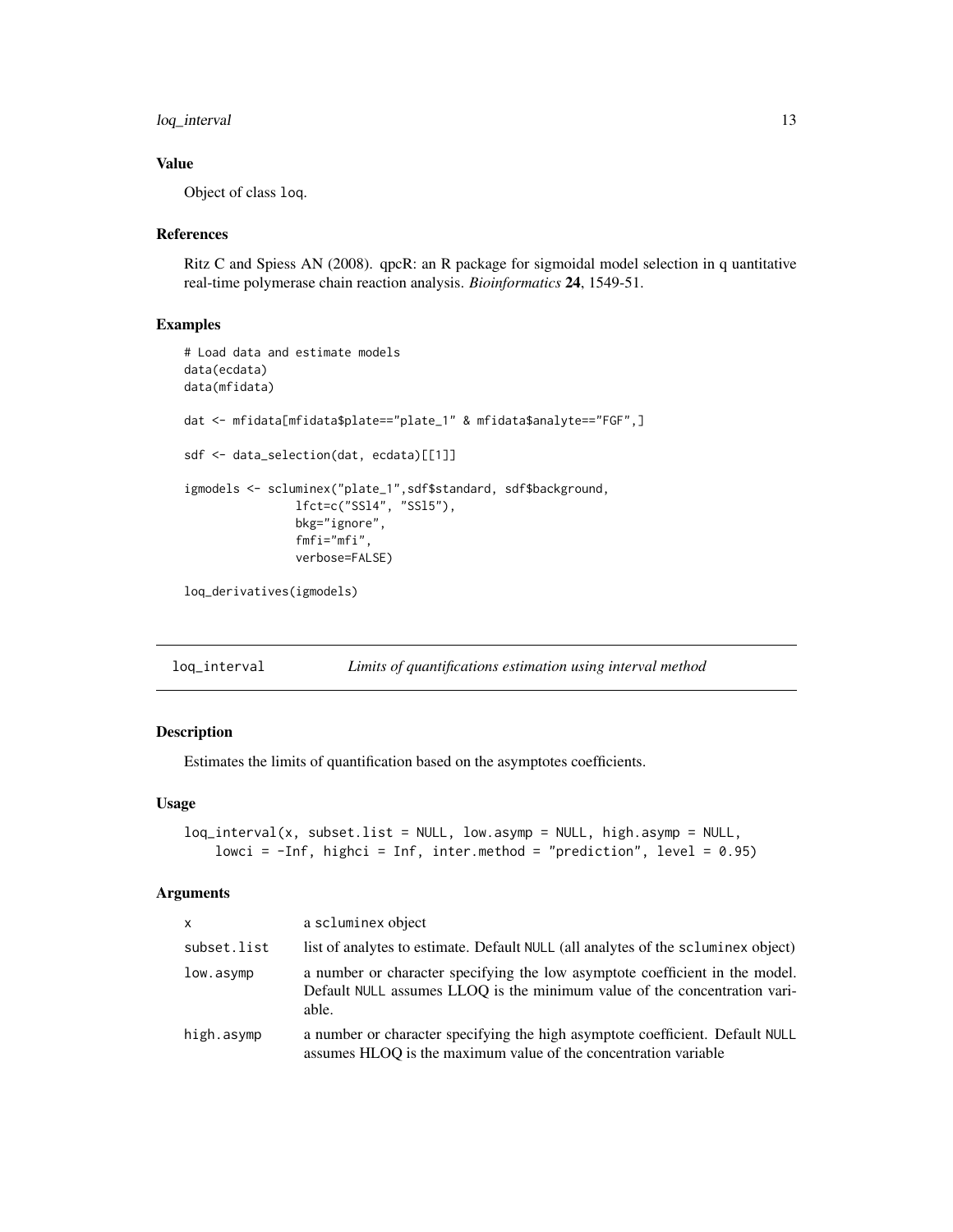### Value

Object of class `loq`.

### References

Ritz C and Spiess AN (2008). qpcR: an R package for sigmoidal model selection in q uantitative real-time polymerase chain reaction analysis. *Bioinformatics* **24**, 1549-51.

### Examples

```
# Load data and estimate models
data(ecdata)
data(mfidata)

dat <- mfidata[mfidata$plate=="plate_1" & mfidata$analyte=="FGF",]

sdf <- data_selection(dat, ecdata)[[1]]

igmodels <- scluminex("plate_1",sdf$standard, sdf$background,
                lfct=c("SSl4", "SSl5"),
                bkg="ignore",
                fmfi="mfi",
                verbose=FALSE)

loq_derivatives(igmodels)
```

---

## loq_interval    *Limits of quantifications estimation using interval method*

---

### Description

Estimates the limits of quantification based on the asymptotes coefficients.

### Usage

```
loq_interval(x, subset.list = NULL, low.asymp = NULL, high.asymp = NULL,
    lowci = -Inf, highci = Inf, inter.method = "prediction", level = 0.95)
```

### Arguments

| | |
|---|---|
| x | a scluminex object |
| subset.list | list of analytes to estimate. Default NULL (all analytes of the scluminex object) |
| low.asymp | a number or character specifying the low asymptote coefficient in the model. Default NULL assumes LLOQ is the minimum value of the concentration variable. |
| high.asymp | a number or character specifying the high asymptote coefficient. Default NULL assumes HLOQ is the maximum value of the concentration variable |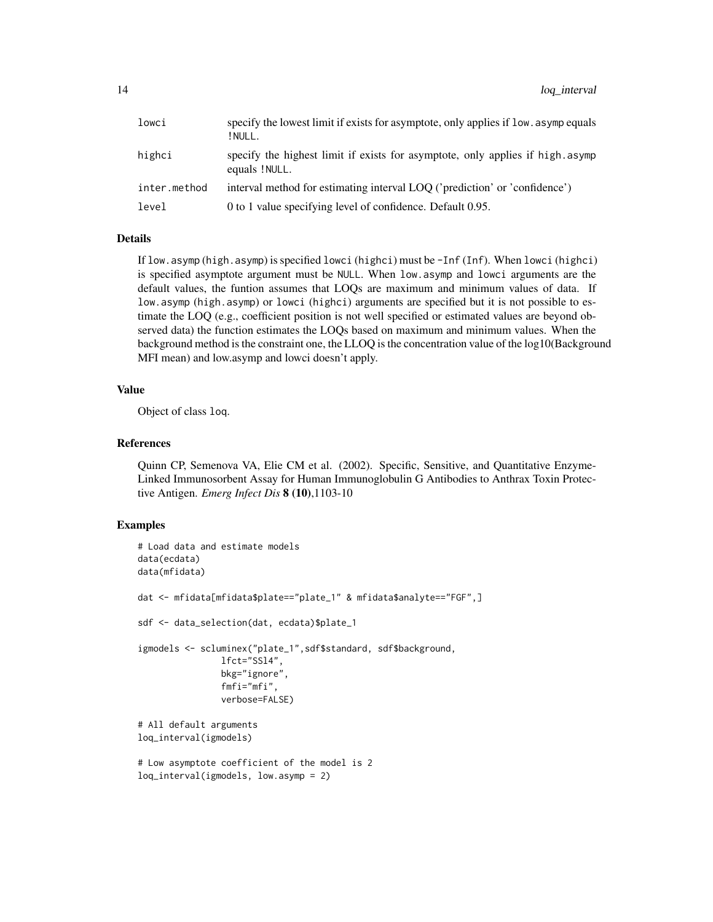| | |
|---|---|
| lowci | specify the lowest limit if exists for asymptote, only applies if low.asymp equals !NULL. |
| highci | specify the highest limit if exists for asymptote, only applies if high.asymp equals !NULL. |
| inter.method | interval method for estimating interval LOQ ('prediction' or 'confidence') |
| level | 0 to 1 value specifying level of confidence. Default 0.95. |

### Details

If low.asymp (high.asymp) is specified lowci (highci) must be -Inf (Inf). When lowci (highci) is specified asymptote argument must be NULL. When low.asymp and lowci arguments are the default values, the funtion assumes that LOQs are maximum and minimum values of data. If low.asymp (high.asymp) or lowci (highci) arguments are specified but it is not possible to estimate the LOQ (e.g., coefficient position is not well specified or estimated values are beyond observed data) the function estimates the LOQs based on maximum and minimum values. When the background method is the constraint one, the LLOQ is the concentration value of the log10(Background MFI mean) and low.asymp and lowci doesn't apply.

### Value

Object of class loq.

### References

Quinn CP, Semenova VA, Elie CM et al. (2002). Specific, Sensitive, and Quantitative Enzyme-Linked Immunosorbent Assay for Human Immunoglobulin G Antibodies to Anthrax Toxin Protective Antigen. *Emerg Infect Dis* **8 (10)**,1103-10

### Examples

```
# Load data and estimate models
data(ecdata)
data(mfidata)

dat <- mfidata[mfidata$plate=="plate_1" & mfidata$analyte=="FGF",]

sdf <- data_selection(dat, ecdata)$plate_1

igmodels <- scluminex("plate_1",sdf$standard, sdf$background,
                lfct="SSl4",
                bkg="ignore",
                fmfi="mfi",
                verbose=FALSE)

# All default arguments
loq_interval(igmodels)

# Low asymptote coefficient of the model is 2
loq_interval(igmodels, low.asymp = 2)
```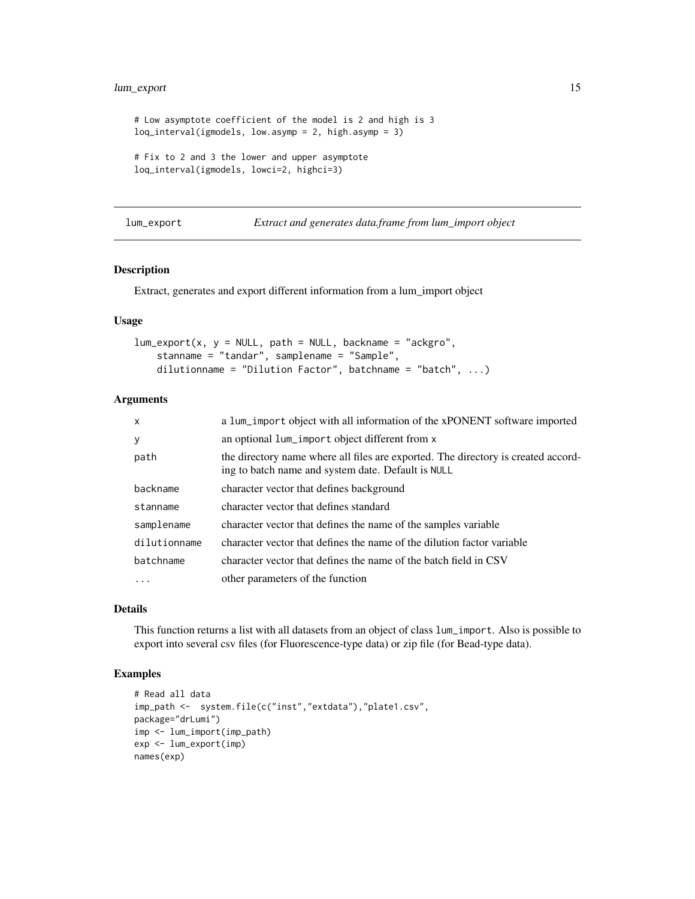```
# Low asymptote coefficient of the model is 2 and high is 3
loq_interval(igmodels, low.asymp = 2, high.asymp = 3)

# Fix to 2 and 3 the lower and upper asymptote
loq_interval(igmodels, lowci=2, highci=3)
```

---

## lum_export — *Extract and generates data.frame from lum_import object*

---

### Description

Extract, generates and export different information from a lum_import object

### Usage

```
lum_export(x, y = NULL, path = NULL, backname = "ackgro",
    stanname = "tandar", samplename = "Sample",
    dilutionname = "Dilution Factor", batchname = "batch", ...)
```

### Arguments

| | |
|---|---|
| `x` | a `lum_import` object with all information of the xPONENT software imported |
| `y` | an optional `lum_import` object different from `x` |
| `path` | the directory name where all files are exported. The directory is created according to batch name and system date. Default is `NULL` |
| `backname` | character vector that defines background |
| `stanname` | character vector that defines standard |
| `samplename` | character vector that defines the name of the samples variable |
| `dilutionname` | character vector that defines the name of the dilution factor variable |
| `batchname` | character vector that defines the name of the batch field in CSV |
| `...` | other parameters of the function |

### Details

This function returns a list with all datasets from an object of class `lum_import`. Also is possible to export into several csv files (for Fluorescence-type data) or zip file (for Bead-type data).

### Examples

```
# Read all data
imp_path <-  system.file(c("inst","extdata"),"plate1.csv",
package="drLumi")
imp <- lum_import(imp_path)
exp <- lum_export(imp)
names(exp)
```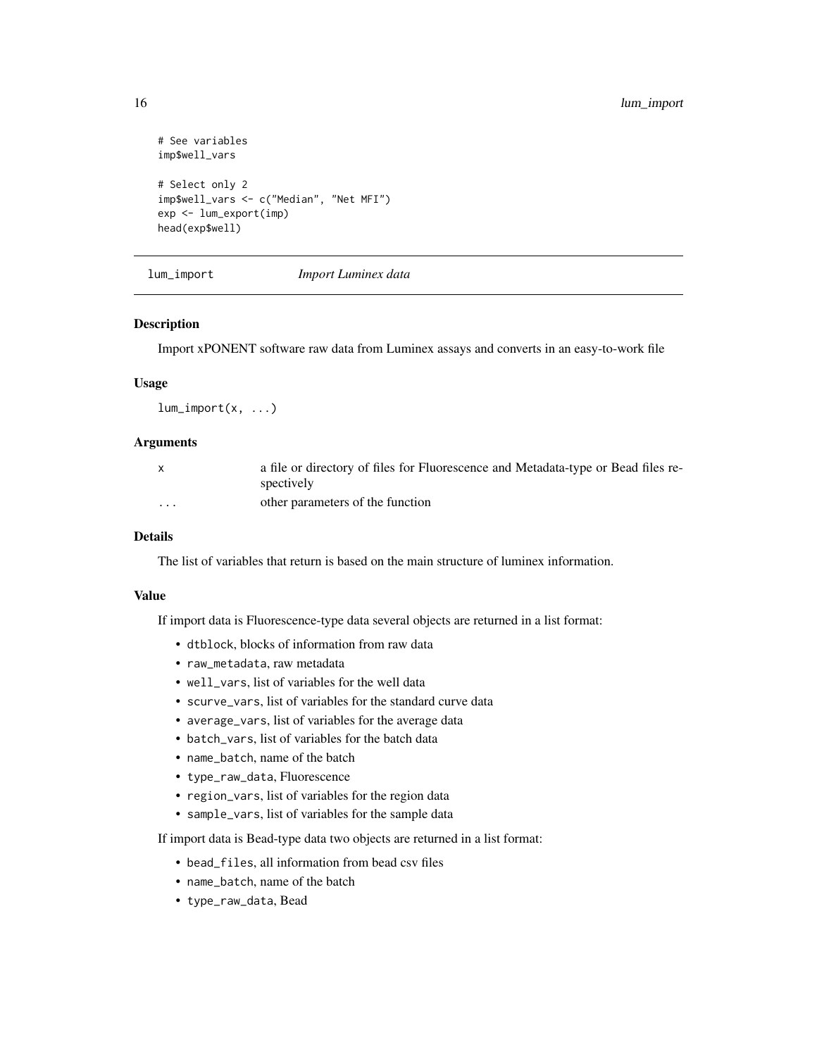```
# See variables
imp$well_vars

# Select only 2
imp$well_vars <- c("Median", "Net MFI")
exp <- lum_export(imp)
head(exp$well)
```

---

## lum_import *Import Luminex data*

### Description

Import xPONENT software raw data from Luminex assays and converts in an easy-to-work file

### Usage

```
lum_import(x, ...)
```

### Arguments

| | |
|---|---|
| x | a file or directory of files for Fluorescence and Metadata-type or Bead files respectively |
| ... | other parameters of the function |

### Details

The list of variables that return is based on the main structure of luminex information.

### Value

If import data is Fluorescence-type data several objects are returned in a list format:

- `dtblock`, blocks of information from raw data
- `raw_metadata`, raw metadata
- `well_vars`, list of variables for the well data
- `scurve_vars`, list of variables for the standard curve data
- `average_vars`, list of variables for the average data
- `batch_vars`, list of variables for the batch data
- `name_batch`, name of the batch
- `type_raw_data`, Fluorescence
- `region_vars`, list of variables for the region data
- `sample_vars`, list of variables for the sample data

If import data is Bead-type data two objects are returned in a list format:

- `bead_files`, all information from bead csv files
- `name_batch`, name of the batch
- `type_raw_data`, Bead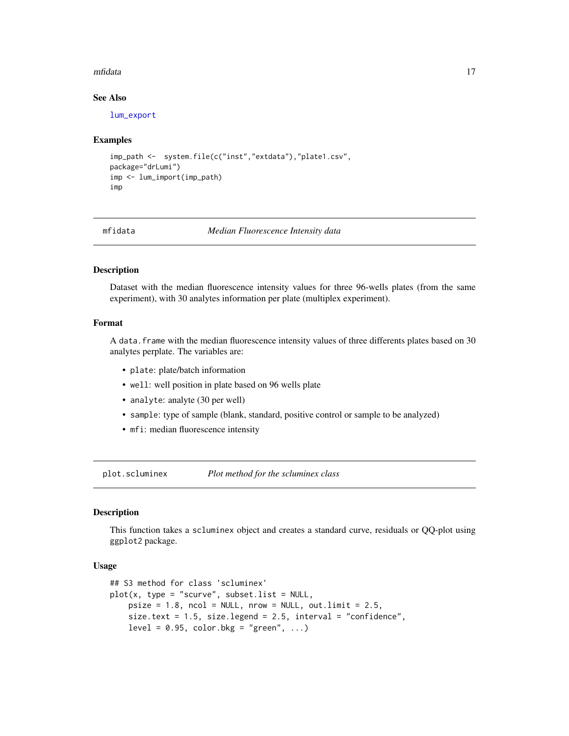### See Also

lum_export

### Examples

```
imp_path <-  system.file(c("inst","extdata"),"plate1.csv",
package="drLumi")
imp <- lum_import(imp_path)
imp
```

---

## mfidata — *Median Fluorescence Intensity data*

### Description

Dataset with the median fluorescence intensity values for three 96-wells plates (from the same experiment), with 30 analytes information per plate (multiplex experiment).

### Format

A `data.frame` with the median fluorescence intensity values of three differents plates based on 30 analytes perplate. The variables are:

- `plate`: plate/batch information
- `well`: well position in plate based on 96 wells plate
- `analyte`: analyte (30 per well)
- `sample`: type of sample (blank, standard, positive control or sample to be analyzed)
- `mfi`: median fluorescence intensity

---

## plot.scluminex — *Plot method for the scluminex class*

### Description

This function takes a `scluminex` object and creates a standard curve, residuals or QQ-plot using `ggplot2` package.

### Usage

```
## S3 method for class 'scluminex'
plot(x, type = "scurve", subset.list = NULL,
    psize = 1.8, ncol = NULL, nrow = NULL, out.limit = 2.5,
    size.text = 1.5, size.legend = 2.5, interval = "confidence",
    level = 0.95, color.bkg = "green", ...)
```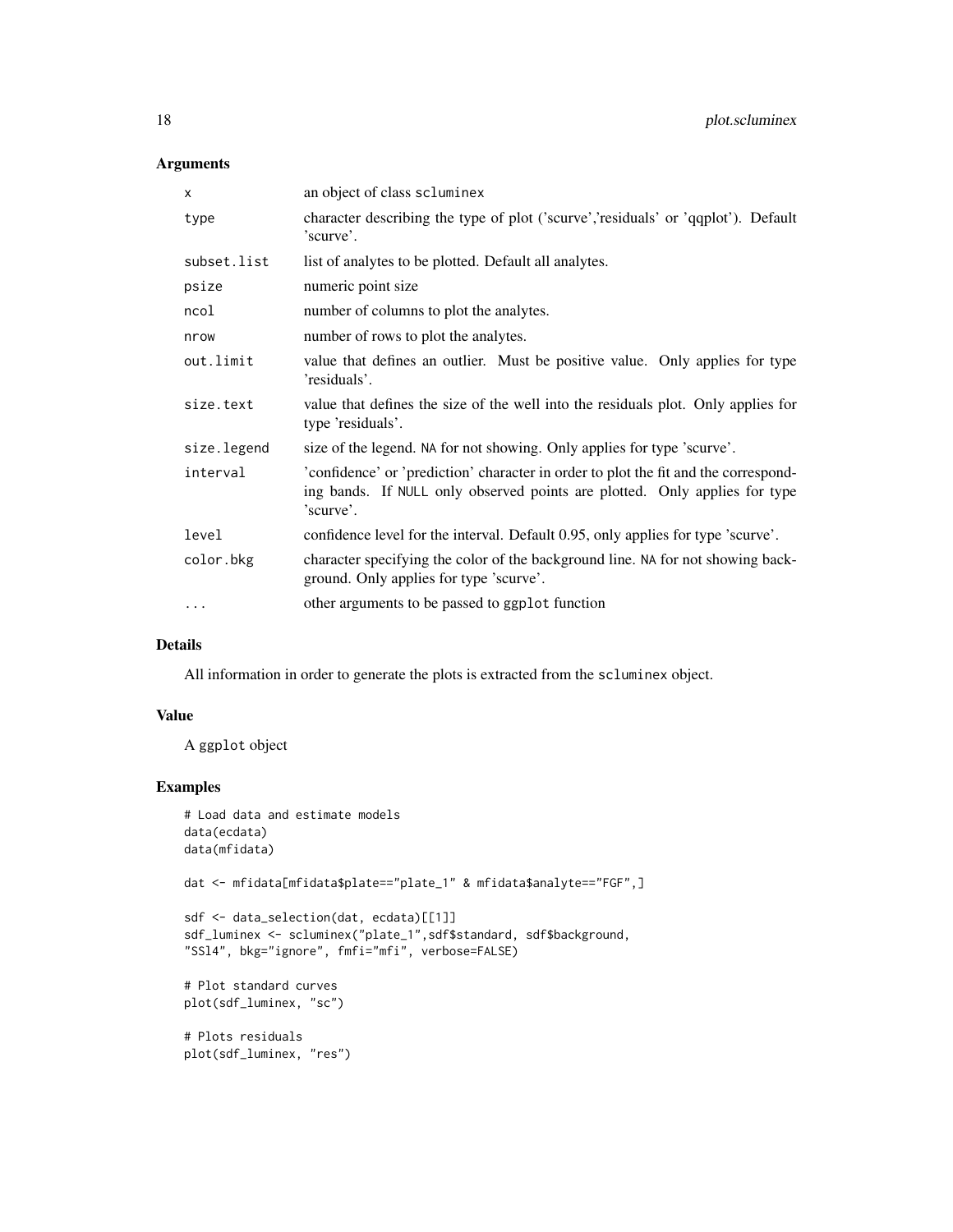## Arguments

| | |
|---|---|
| `x` | an object of class `scluminex` |
| `type` | character describing the type of plot ('scurve','residuals' or 'qqplot'). Default 'scurve'. |
| `subset.list` | list of analytes to be plotted. Default all analytes. |
| `psize` | numeric point size |
| `ncol` | number of columns to plot the analytes. |
| `nrow` | number of rows to plot the analytes. |
| `out.limit` | value that defines an outlier. Must be positive value. Only applies for type 'residuals'. |
| `size.text` | value that defines the size of the well into the residuals plot. Only applies for type 'residuals'. |
| `size.legend` | size of the legend. `NA` for not showing. Only applies for type 'scurve'. |
| `interval` | 'confidence' or 'prediction' character in order to plot the fit and the corresponding bands. If `NULL` only observed points are plotted. Only applies for type 'scurve'. |
| `level` | confidence level for the interval. Default 0.95, only applies for type 'scurve'. |
| `color.bkg` | character specifying the color of the background line. `NA` for not showing background. Only applies for type 'scurve'. |
| `...` | other arguments to be passed to `ggplot` function |

## Details

All information in order to generate the plots is extracted from the `scluminex` object.

## Value

A `ggplot` object

## Examples

```
# Load data and estimate models
data(ecdata)
data(mfidata)

dat <- mfidata[mfidata$plate=="plate_1" & mfidata$analyte=="FGF",]

sdf <- data_selection(dat, ecdata)[[1]]
sdf_luminex <- scluminex("plate_1",sdf$standard, sdf$background,
"SSl4", bkg="ignore", fmfi="mfi", verbose=FALSE)

# Plot standard curves
plot(sdf_luminex, "sc")

# Plots residuals
plot(sdf_luminex, "res")
```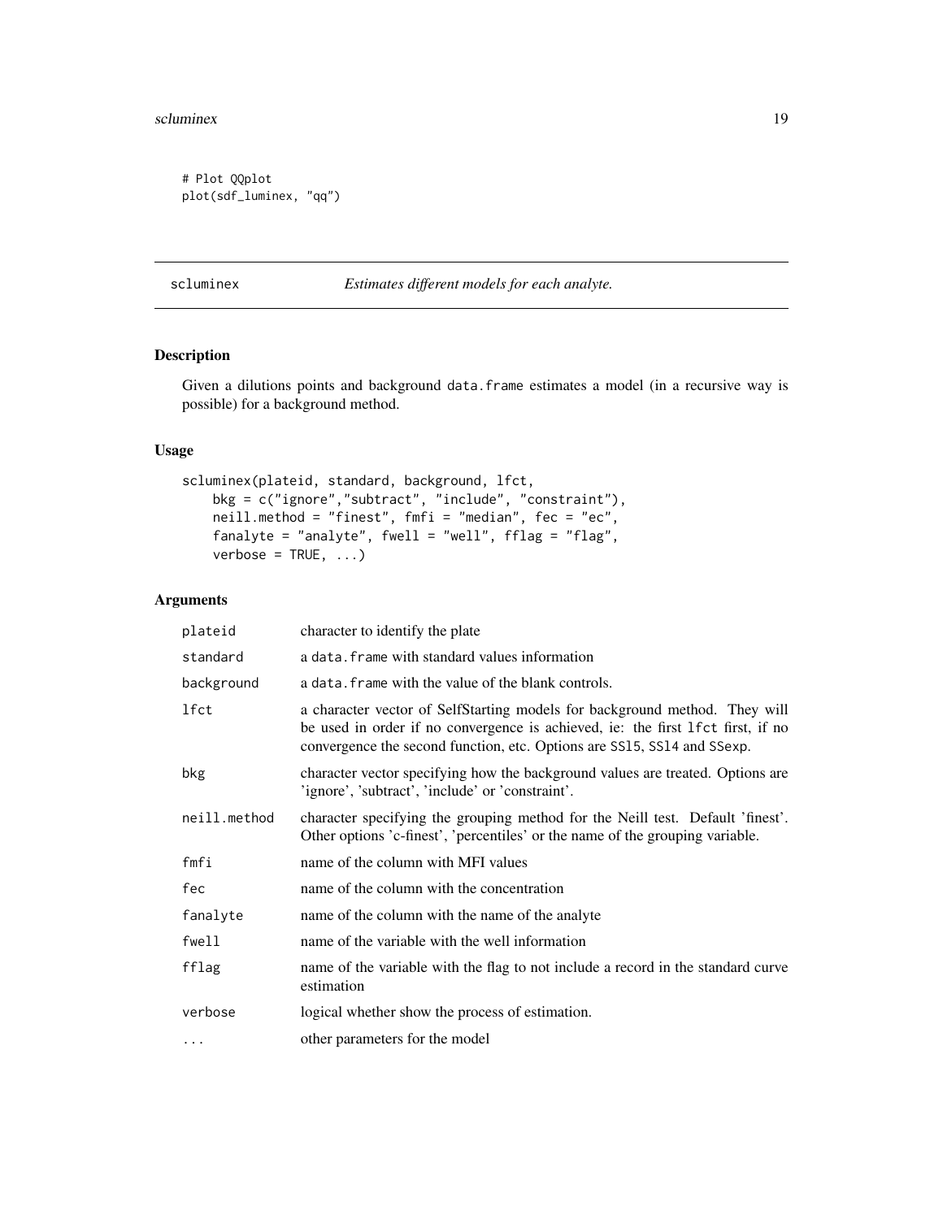```
# Plot QQplot
plot(sdf_luminex, "qq")
```

---

scluminex *Estimates different models for each analyte.*

---

## Description

Given a dilutions points and background data.frame estimates a model (in a recursive way is possible) for a background method.

## Usage

```
scluminex(plateid, standard, background, lfct,
    bkg = c("ignore","subtract", "include", "constraint"),
    neill.method = "finest", fmfi = "median", fec = "ec",
    fanalyte = "analyte", fwell = "well", fflag = "flag",
    verbose = TRUE, ...)
```

## Arguments

| | |
|---|---|
| plateid | character to identify the plate |
| standard | a data.frame with standard values information |
| background | a data.frame with the value of the blank controls. |
| lfct | a character vector of SelfStarting models for background method. They will be used in order if no convergence is achieved, ie: the first lfct first, if no convergence the second function, etc. Options are SSl5, SSl4 and SSexp. |
| bkg | character vector specifying how the background values are treated. Options are 'ignore', 'subtract', 'include' or 'constraint'. |
| neill.method | character specifying the grouping method for the Neill test. Default 'finest'. Other options 'c-finest', 'percentiles' or the name of the grouping variable. |
| fmfi | name of the column with MFI values |
| fec | name of the column with the concentration |
| fanalyte | name of the column with the name of the analyte |
| fwell | name of the variable with the well information |
| fflag | name of the variable with the flag to not include a record in the standard curve estimation |
| verbose | logical whether show the process of estimation. |
| ... | other parameters for the model |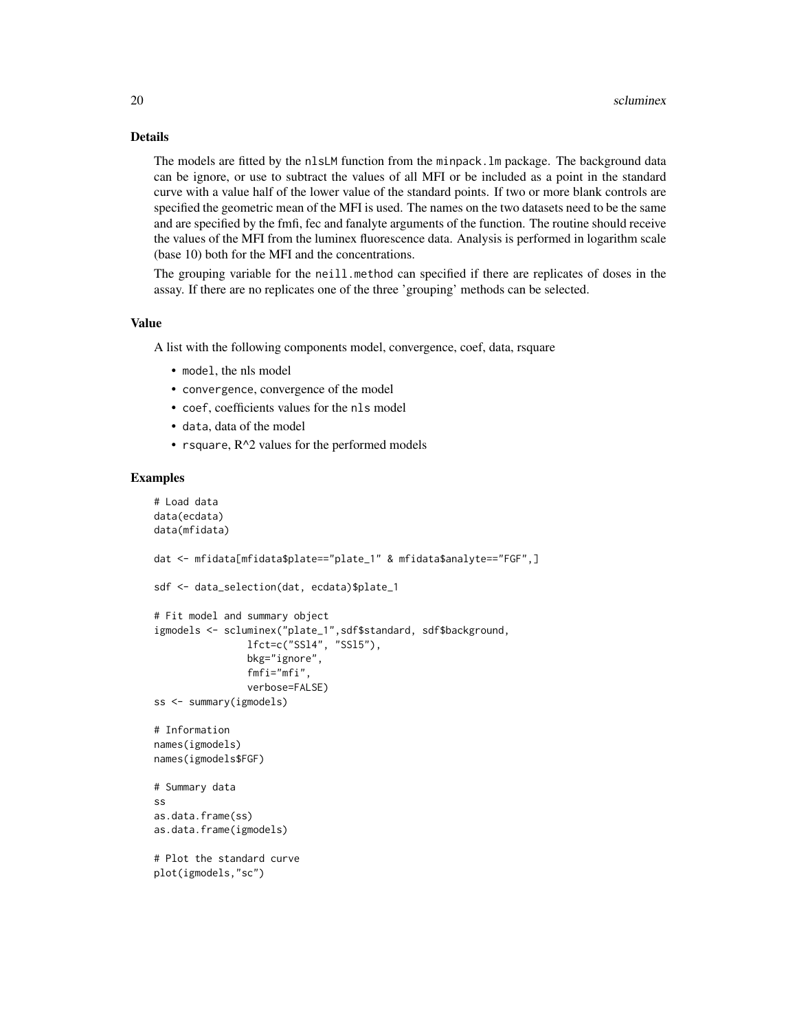## Details

The models are fitted by the nlsLM function from the minpack.lm package. The background data can be ignore, or use to subtract the values of all MFI or be included as a point in the standard curve with a value half of the lower value of the standard points. If two or more blank controls are specified the geometric mean of the MFI is used. The names on the two datasets need to be the same and are specified by the fmfi, fec and fanalyte arguments of the function. The routine should receive the values of the MFI from the luminex fluorescence data. Analysis is performed in logarithm scale (base 10) both for the MFI and the concentrations.

The grouping variable for the neill.method can specified if there are replicates of doses in the assay. If there are no replicates one of the three 'grouping' methods can be selected.

## Value

A list with the following components model, convergence, coef, data, rsquare

- model, the nls model
- convergence, convergence of the model
- coef, coefficients values for the nls model
- data, data of the model
- rsquare, $R^2$ values for the performed models

## Examples

```
# Load data
data(ecdata)
data(mfidata)

dat <- mfidata[mfidata$plate=="plate_1" & mfidata$analyte=="FGF",]

sdf <- data_selection(dat, ecdata)$plate_1

# Fit model and summary object
igmodels <- scluminex("plate_1",sdf$standard, sdf$background,
                lfct=c("SSl4", "SSl5"),
                bkg="ignore",
                fmfi="mfi",
                verbose=FALSE)
ss <- summary(igmodels)

# Information
names(igmodels)
names(igmodels$FGF)

# Summary data
ss
as.data.frame(ss)
as.data.frame(igmodels)

# Plot the standard curve
plot(igmodels,"sc")
```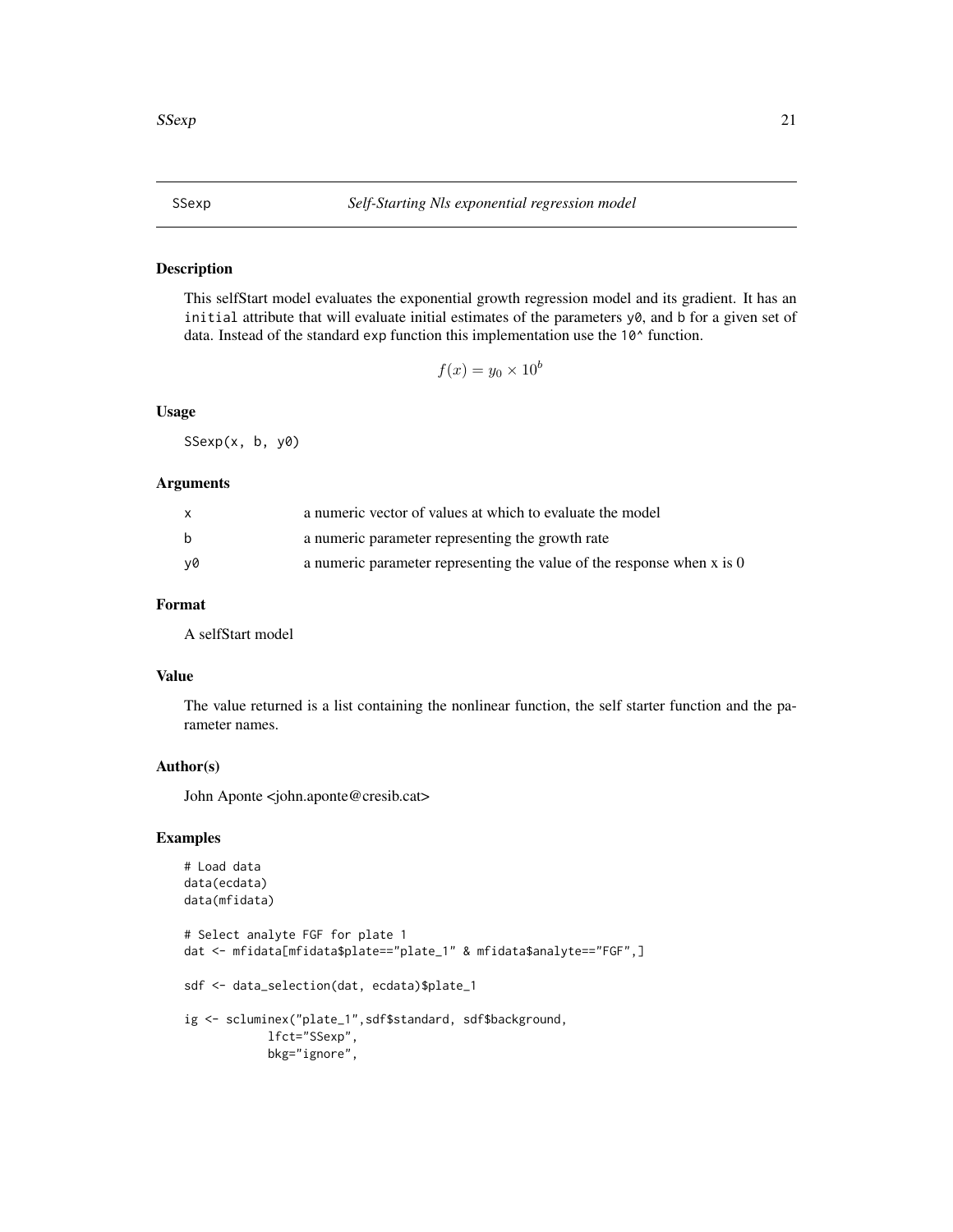SSexp *Self-Starting Nls exponential regression model*

## Description

This selfStart model evaluates the exponential growth regression model and its gradient. It has an `initial` attribute that will evaluate initial estimates of the parameters `y0`, and `b` for a given set of data. Instead of the standard `exp` function this implementation use the `10^` function.

$$f(x) = y_0 \times 10^b$$

## Usage

```
SSexp(x, b, y0)
```

## Arguments

| | |
|---|---|
| x | a numeric vector of values at which to evaluate the model |
| b | a numeric parameter representing the growth rate |
| y0 | a numeric parameter representing the value of the response when x is 0 |

## Format

A selfStart model

## Value

The value returned is a list containing the nonlinear function, the self starter function and the parameter names.

## Author(s)

John Aponte <john.aponte@cresib.cat>

## Examples

```
# Load data
data(ecdata)
data(mfidata)

# Select analyte FGF for plate 1
dat <- mfidata[mfidata$plate=="plate_1" & mfidata$analyte=="FGF",]

sdf <- data_selection(dat, ecdata)$plate_1

ig <- scluminex("plate_1",sdf$standard, sdf$background,
            lfct="SSexp",
            bkg="ignore",
```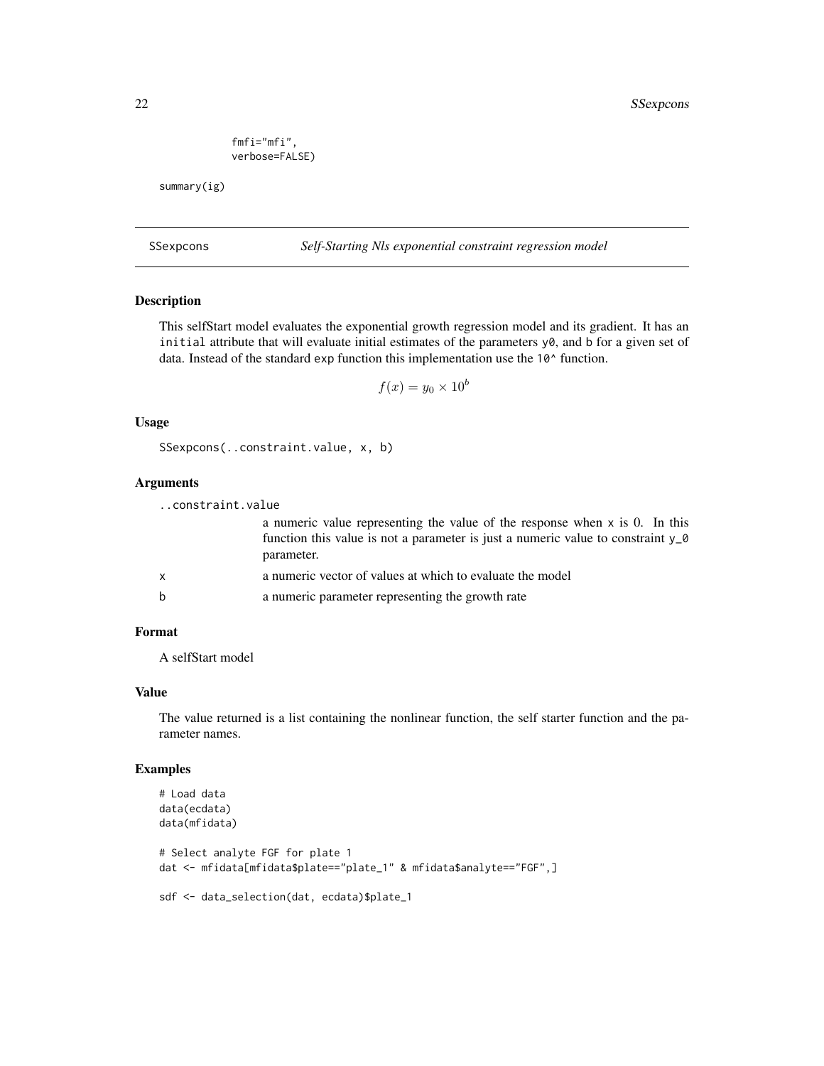```
            fmfi="mfi",
            verbose=FALSE)

summary(ig)
```

## SSexpcons *Self-Starting Nls exponential constraint regression model*

### Description

This selfStart model evaluates the exponential growth regression model and its gradient. It has an `initial` attribute that will evaluate initial estimates of the parameters `y0`, and `b` for a given set of data. Instead of the standard `exp` function this implementation use the `10^` function.

$$f(x) = y_0 \times 10^b$$

### Usage

```
SSexpcons(..constraint.value, x, b)
```

### Arguments

`..constraint.value`
: a numeric value representing the value of the response when `x` is 0. In this function this value is not a parameter is just a numeric value to constraint `y_0` parameter.

`x`
: a numeric vector of values at which to evaluate the model

`b`
: a numeric parameter representing the growth rate

### Format

A selfStart model

### Value

The value returned is a list containing the nonlinear function, the self starter function and the parameter names.

### Examples

```
# Load data
data(ecdata)
data(mfidata)

# Select analyte FGF for plate 1
dat <- mfidata[mfidata$plate=="plate_1" & mfidata$analyte=="FGF",]

sdf <- data_selection(dat, ecdata)$plate_1
```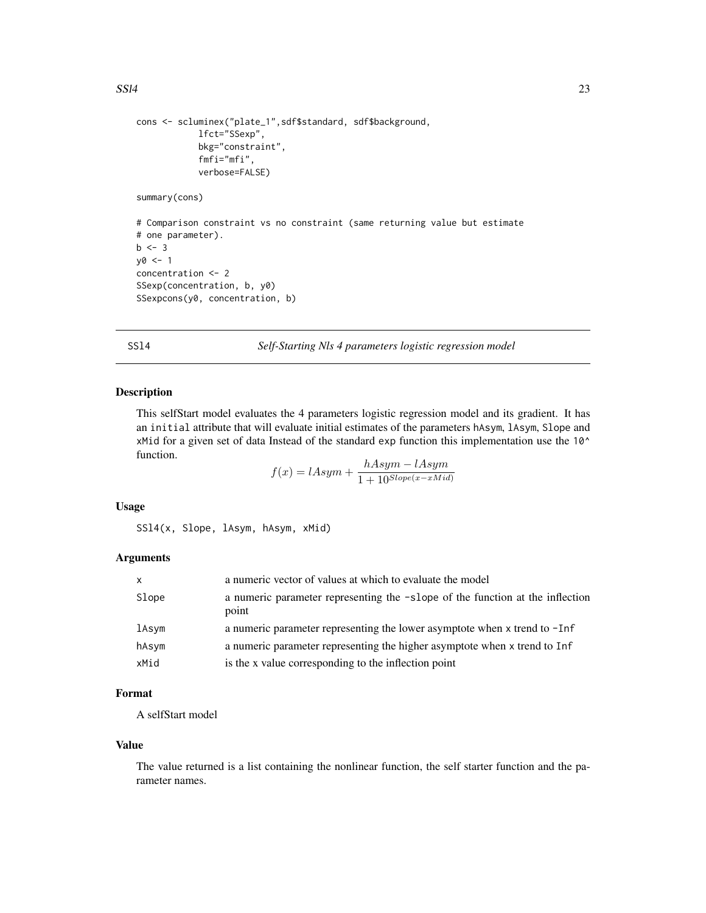```
cons <- scluminex("plate_1",sdf$standard, sdf$background,
            lfct="SSexp",
            bkg="constraint",
            fmfi="mfi",
            verbose=FALSE)

summary(cons)

# Comparison constraint vs no constraint (same returning value but estimate
# one parameter).
b <- 3
y0 <- 1
concentration <- 2
SSexp(concentration, b, y0)
SSexpcons(y0, concentration, b)
```

## SSl4 — *Self-Starting Nls 4 parameters logistic regression model*

### Description

This selfStart model evaluates the 4 parameters logistic regression model and its gradient. It has an `initial` attribute that will evaluate initial estimates of the parameters `hAsym`, `lAsym`, `Slope` and `xMid` for a given set of data Instead of the standard `exp` function this implementation use the `10^` function.

$$f(x) = lAsym + \frac{hAsym - lAsym}{1 + 10^{Slope(x - xMid)}}$$

### Usage

```
SSl4(x, Slope, lAsym, hAsym, xMid)
```

### Arguments

| | |
|---|---|
| x | a numeric vector of values at which to evaluate the model |
| Slope | a numeric parameter representing the -slope of the function at the inflection point |
| lAsym | a numeric parameter representing the lower asymptote when x trend to -Inf |
| hAsym | a numeric parameter representing the higher asymptote when x trend to Inf |
| xMid | is the x value corresponding to the inflection point |

### Format

A selfStart model

### Value

The value returned is a list containing the nonlinear function, the self starter function and the parameter names.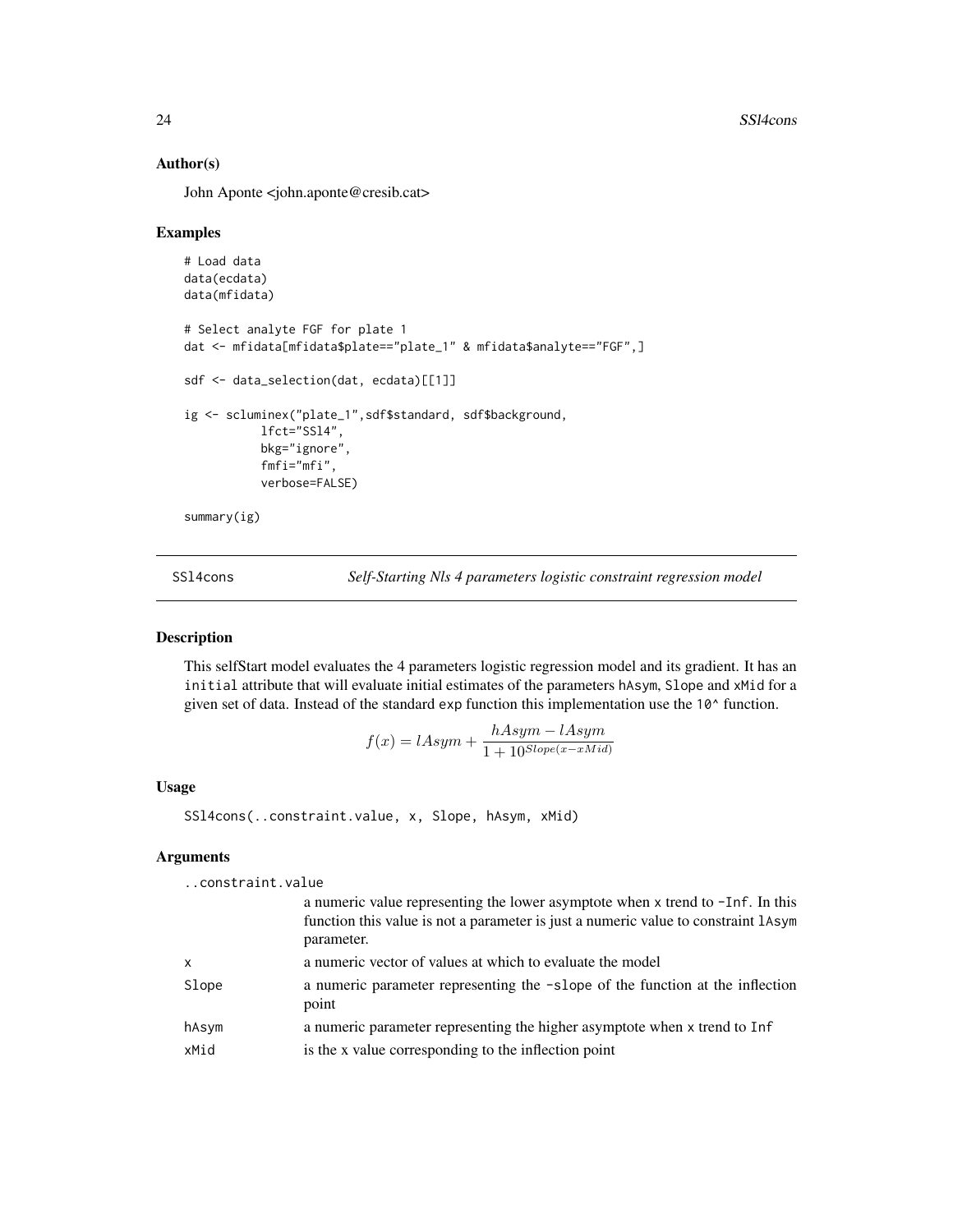### Author(s)

John Aponte <john.aponte@cresib.cat>

### Examples

```
# Load data
data(ecdata)
data(mfidata)

# Select analyte FGF for plate 1
dat <- mfidata[mfidata$plate=="plate_1" & mfidata$analyte=="FGF",]

sdf <- data_selection(dat, ecdata)[[1]]

ig <- scluminex("plate_1",sdf$standard, sdf$background,
          lfct="SSl4",
          bkg="ignore",
          fmfi="mfi",
          verbose=FALSE)

summary(ig)
```

---

## SSl4cons — *Self-Starting Nls 4 parameters logistic constraint regression model*

---

### Description

This selfStart model evaluates the 4 parameters logistic regression model and its gradient. It has an `initial` attribute that will evaluate initial estimates of the parameters `hAsym`, `Slope` and `xMid` for a given set of data. Instead of the standard `exp` function this implementation use the `10^` function.

$$f(x) = lAsym + \frac{hAsym - lAsym}{1 + 10^{Slope(x - xMid)}}$$

### Usage

```
SSl4cons(..constraint.value, x, Slope, hAsym, xMid)
```

### Arguments

| | |
|---|---|
| `..constraint.value` | a numeric value representing the lower asymptote when `x` trend to `-Inf`. In this function this value is not a parameter is just a numeric value to constraint `lAsym` parameter. |
| `x` | a numeric vector of values at which to evaluate the model |
| `Slope` | a numeric parameter representing the `-slope` of the function at the inflection point |
| `hAsym` | a numeric parameter representing the higher asymptote when `x` trend to `Inf` |
| `xMid` | is the x value corresponding to the inflection point |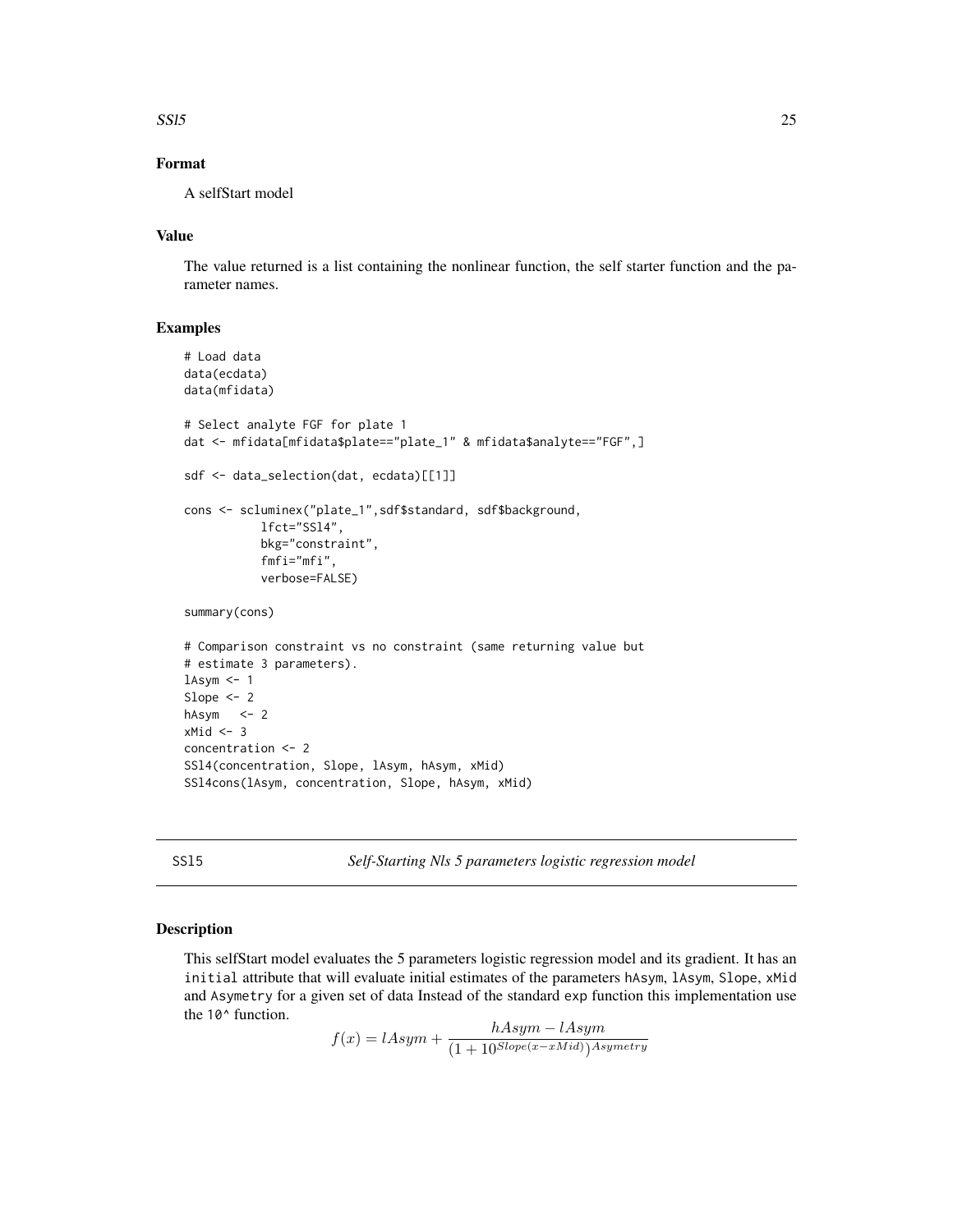## Format

A selfStart model

## Value

The value returned is a list containing the nonlinear function, the self starter function and the parameter names.

## Examples

```
# Load data
data(ecdata)
data(mfidata)

# Select analyte FGF for plate 1
dat <- mfidata[mfidata$plate=="plate_1" & mfidata$analyte=="FGF",]

sdf <- data_selection(dat, ecdata)[[1]]

cons <- scluminex("plate_1",sdf$standard, sdf$background,
           lfct="SSl4",
           bkg="constraint",
           fmfi="mfi",
           verbose=FALSE)

summary(cons)

# Comparison constraint vs no constraint (same returning value but
# estimate 3 parameters).
lAsym <- 1
Slope <- 2
hAsym   <- 2
xMid <- 3
concentration <- 2
SSl4(concentration, Slope, lAsym, hAsym, xMid)
SSl4cons(lAsym, concentration, Slope, hAsym, xMid)
```

---

# SSl5 — *Self-Starting Nls 5 parameters logistic regression model*

## Description

This selfStart model evaluates the 5 parameters logistic regression model and its gradient. It has an initial attribute that will evaluate initial estimates of the parameters hAsym, lAsym, Slope, xMid and Asymetry for a given set of data Instead of the standard exp function this implementation use the 10^ function.

$$f(x) = lAsym + \frac{hAsym - lAsym}{(1 + 10^{Slope(x - xMid)})^{Asymetry}}$$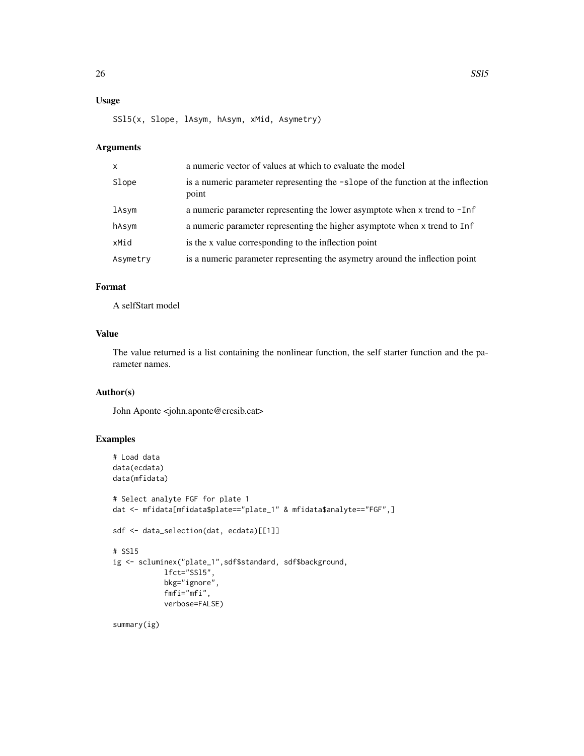## Usage

```
SSl5(x, Slope, lAsym, hAsym, xMid, Asymetry)
```

## Arguments

| | |
|---|---|
| x | a numeric vector of values at which to evaluate the model |
| Slope | is a numeric parameter representing the -slope of the function at the inflection point |
| lAsym | a numeric parameter representing the lower asymptote when x trend to -Inf |
| hAsym | a numeric parameter representing the higher asymptote when x trend to Inf |
| xMid | is the x value corresponding to the inflection point |
| Asymetry | is a numeric parameter representing the asymetry around the inflection point |

## Format

A selfStart model

## Value

The value returned is a list containing the nonlinear function, the self starter function and the parameter names.

## Author(s)

John Aponte <john.aponte@cresib.cat>

## Examples

```
# Load data
data(ecdata)
data(mfidata)

# Select analyte FGF for plate 1
dat <- mfidata[mfidata$plate=="plate_1" & mfidata$analyte=="FGF",]

sdf <- data_selection(dat, ecdata)[[1]]

# SSl5
ig <- scluminex("plate_1",sdf$standard, sdf$background,
            lfct="SSl5",
            bkg="ignore",
            fmfi="mfi",
            verbose=FALSE)

summary(ig)
```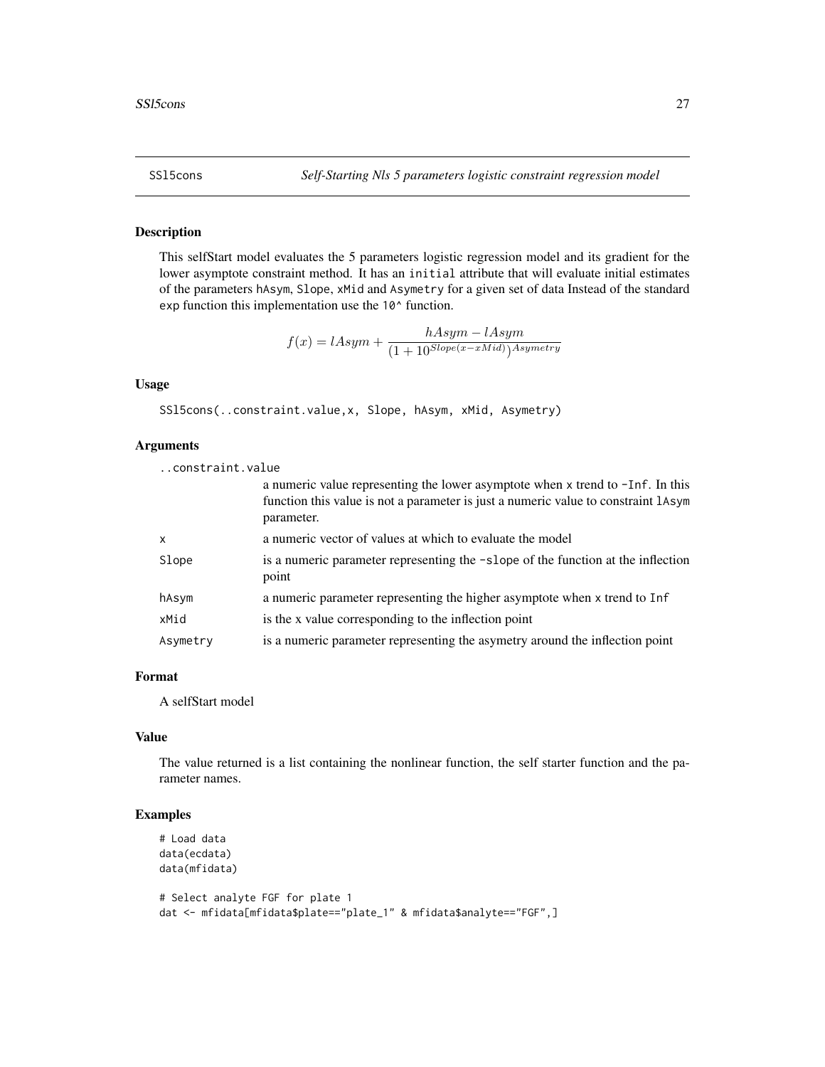## SSl5cons — *Self-Starting Nls 5 parameters logistic constraint regression model*

### Description

This selfStart model evaluates the 5 parameters logistic regression model and its gradient for the lower asymptote constraint method. It has an `initial` attribute that will evaluate initial estimates of the parameters `hAsym`, `Slope`, `xMid` and `Asymetry` for a given set of data Instead of the standard `exp` function this implementation use the `10^` function.

$$f(x) = lAsym + \frac{hAsym - lAsym}{(1 + 10^{Slope(x - xMid)})^{Asymetry}}$$

### Usage

```
SSl5cons(..constraint.value,x, Slope, hAsym, xMid, Asymetry)
```

### Arguments

`..constraint.value`
: a numeric value representing the lower asymptote when `x` trend to `-Inf`. In this function this value is not a parameter is just a numeric value to constraint `lAsym` parameter.

`x`
: a numeric vector of values at which to evaluate the model

`Slope`
: is a numeric parameter representing the `-slope` of the function at the inflection point

`hAsym`
: a numeric parameter representing the higher asymptote when `x` trend to `Inf`

`xMid`
: is the x value corresponding to the inflection point

`Asymetry`
: is a numeric parameter representing the asymetry around the inflection point

### Format

A selfStart model

### Value

The value returned is a list containing the nonlinear function, the self starter function and the parameter names.

### Examples

```
# Load data
data(ecdata)
data(mfidata)

# Select analyte FGF for plate 1
dat <- mfidata[mfidata$plate=="plate_1" & mfidata$analyte=="FGF",]
```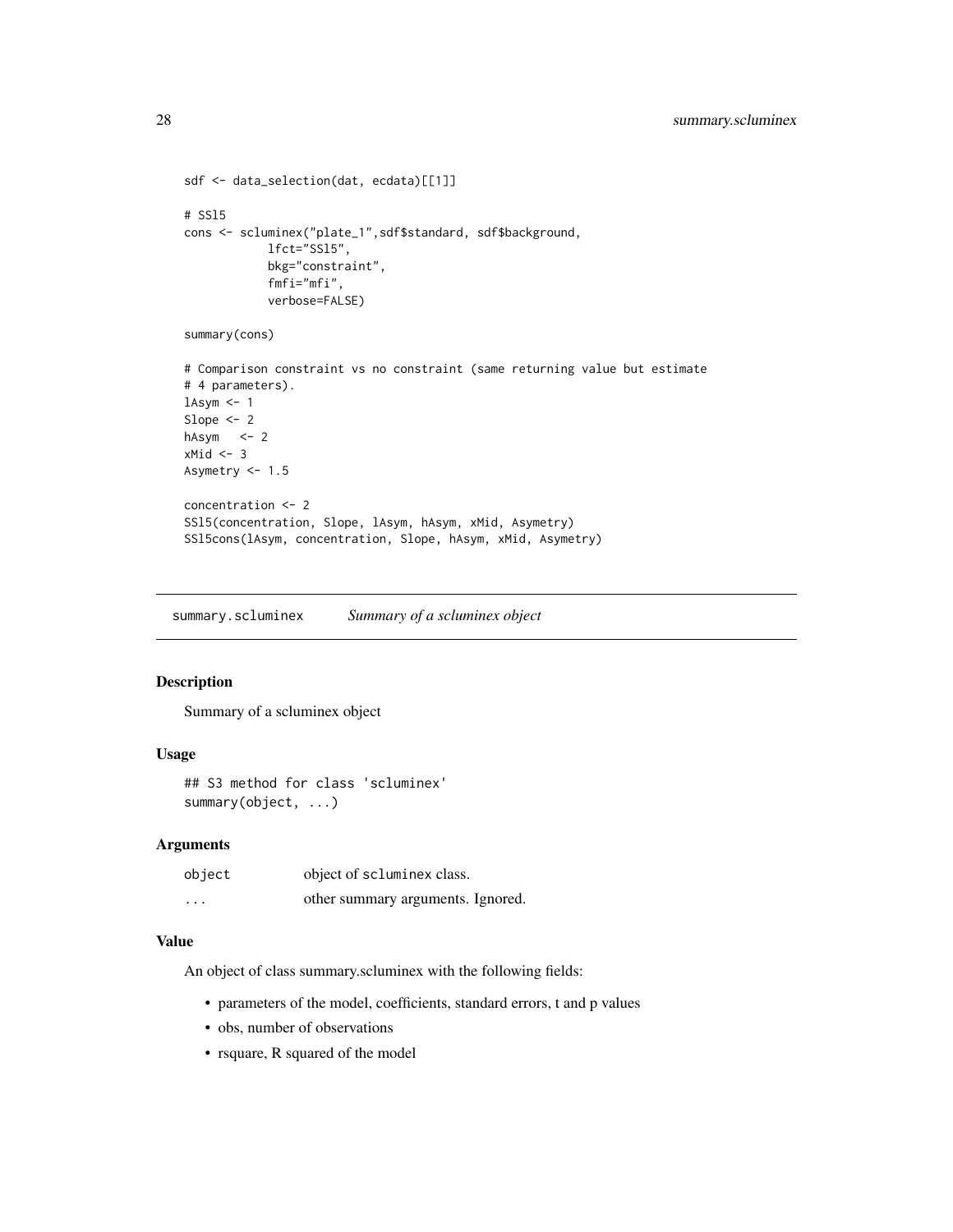```
sdf <- data_selection(dat, ecdata)[[1]]

# SSl5
cons <- scluminex("plate_1",sdf$standard, sdf$background,
            lfct="SSl5",
            bkg="constraint",
            fmfi="mfi",
            verbose=FALSE)

summary(cons)

# Comparison constraint vs no constraint (same returning value but estimate
# 4 parameters).
lAsym <- 1
Slope <- 2
hAsym   <- 2
xMid <- 3
Asymetry <- 1.5

concentration <- 2
SSl5(concentration, Slope, lAsym, hAsym, xMid, Asymetry)
SSl5cons(lAsym, concentration, Slope, hAsym, xMid, Asymetry)
```

---

## summary.scluminex *Summary of a scluminex object*

### Description

Summary of a scluminex object

### Usage

```
## S3 method for class 'scluminex'
summary(object, ...)
```

### Arguments

| | |
|---|---|
| object | object of scluminex class. |
| ... | other summary arguments. Ignored. |

### Value

An object of class summary.scluminex with the following fields:

- parameters of the model, coefficients, standard errors, t and p values
- obs, number of observations
- rsquare, R squared of the model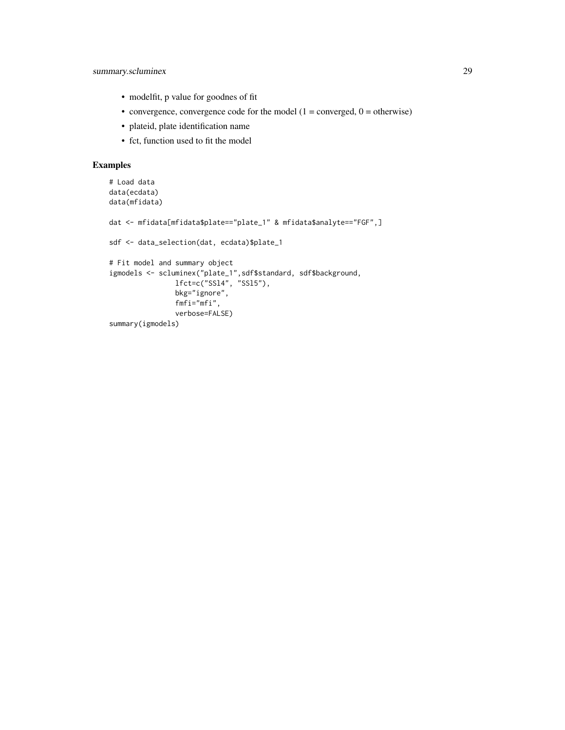- modelfit, p value for goodnes of fit
- convergence, convergence code for the model (1 = converged, 0 = otherwise)
- plateid, plate identification name
- fct, function used to fit the model

## Examples

```
# Load data
data(ecdata)
data(mfidata)

dat <- mfidata[mfidata$plate=="plate_1" & mfidata$analyte=="FGF",]

sdf <- data_selection(dat, ecdata)$plate_1

# Fit model and summary object
igmodels <- scluminex("plate_1",sdf$standard, sdf$background,
                lfct=c("SSl4", "SSl5"),
                bkg="ignore",
                fmfi="mfi",
                verbose=FALSE)
summary(igmodels)
```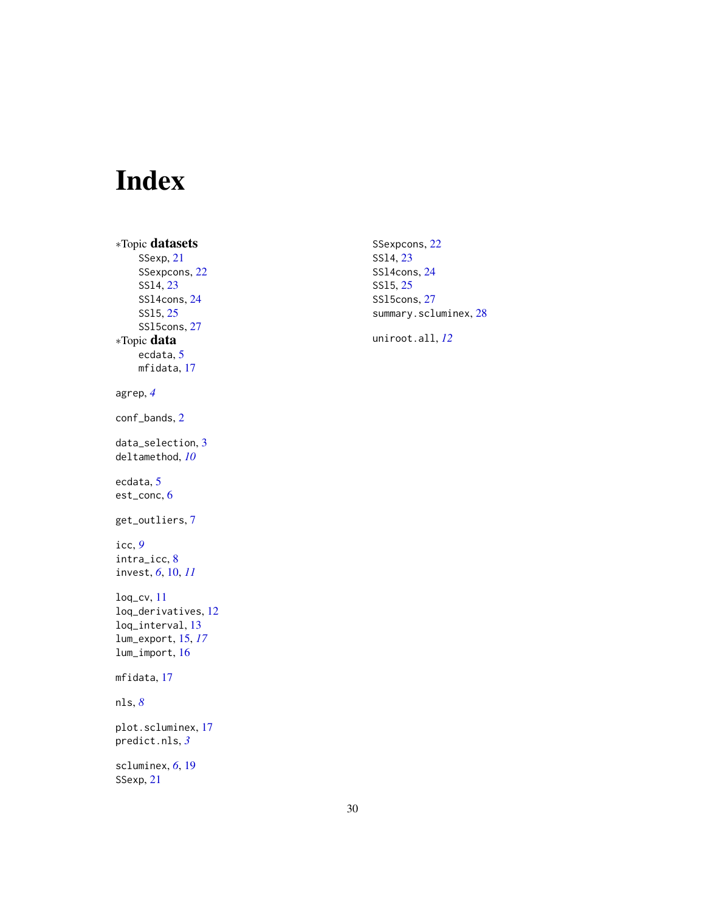# Index

*Topic **datasets**
- SSexp, 21
- SSexpcons, 22
- SSl4, 23
- SSl4cons, 24
- SSl5, 25
- SSl5cons, 27

*Topic **data**
- ecdata, 5
- mfidata, 17

agrep, *4*

conf_bands, 2

data_selection, 3
deltamethod, *10*

ecdata, 5
est_conc, 6

get_outliers, 7

icc, *9*
intra_icc, 8
invest, *6*, 10, *11*

loq_cv, 11
loq_derivatives, 12
loq_interval, 13
lum_export, 15, *17*
lum_import, 16

mfidata, 17

nls, *8*

plot.scluminex, 17
predict.nls, *3*

scluminex, *6*, 19
SSexp, 21
SSexpcons, 22
SSl4, 23
SSl4cons, 24
SSl5, 25
SSl5cons, 27
summary.scluminex, 28

uniroot.all, *12*